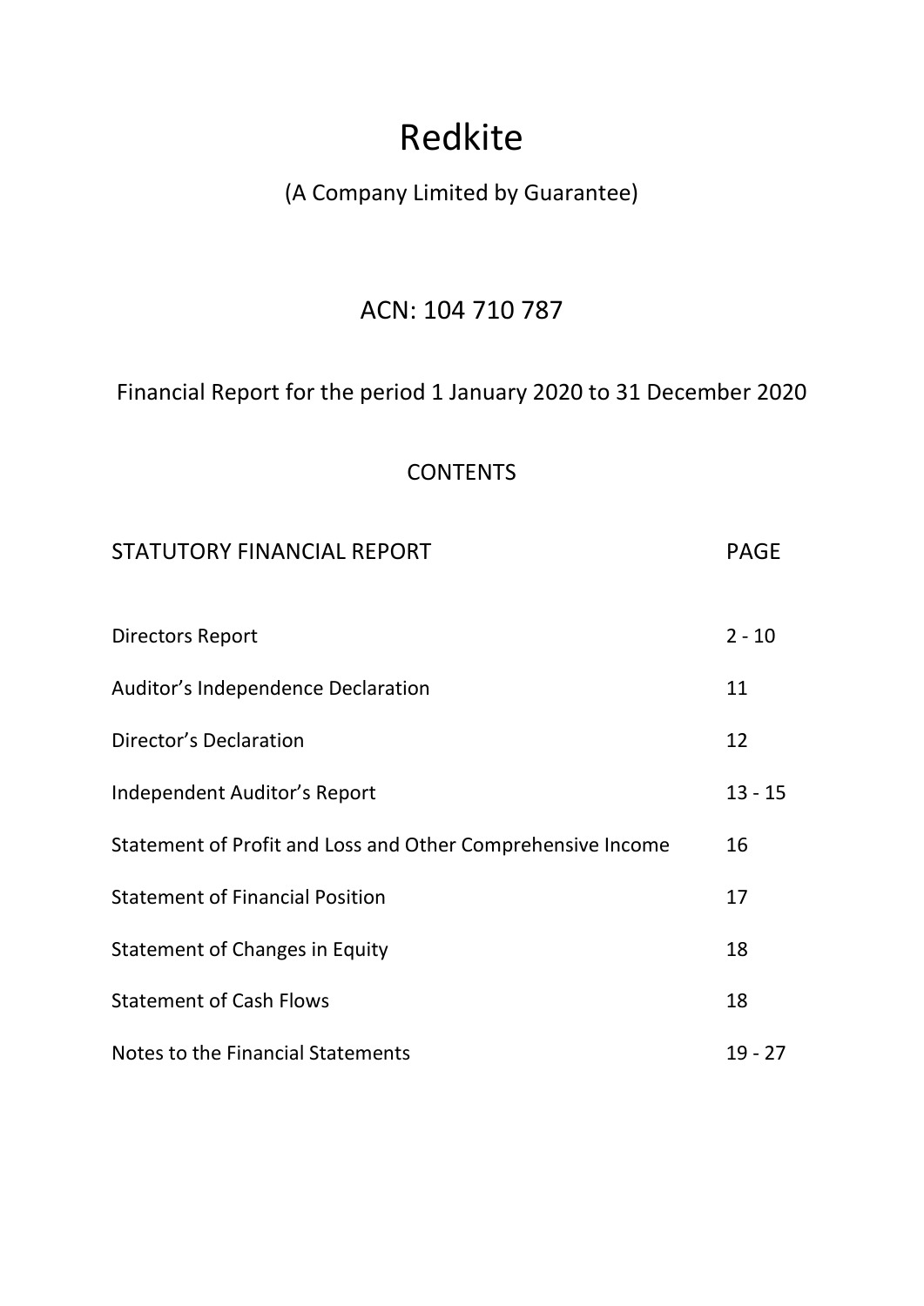# Redkite

(A Company Limited by Guarantee)

## ACN: 104 710 787

Financial Report for the period 1 January 2020 to 31 December 2020

### CONTENTS

| STATUTORY FINANCIAL REPORT | PAGE |
| --- | --- |
| Directors Report | 2 - 10 |
| Auditor's Independence Declaration | 11 |
| Director's Declaration | 12 |
| Independent Auditor's Report | 13 - 15 |
| Statement of Profit and Loss and Other Comprehensive Income | 16 |
| Statement of Financial Position | 17 |
| Statement of Changes in Equity | 18 |
| Statement of Cash Flows | 18 |
| Notes to the Financial Statements | 19 - 27 |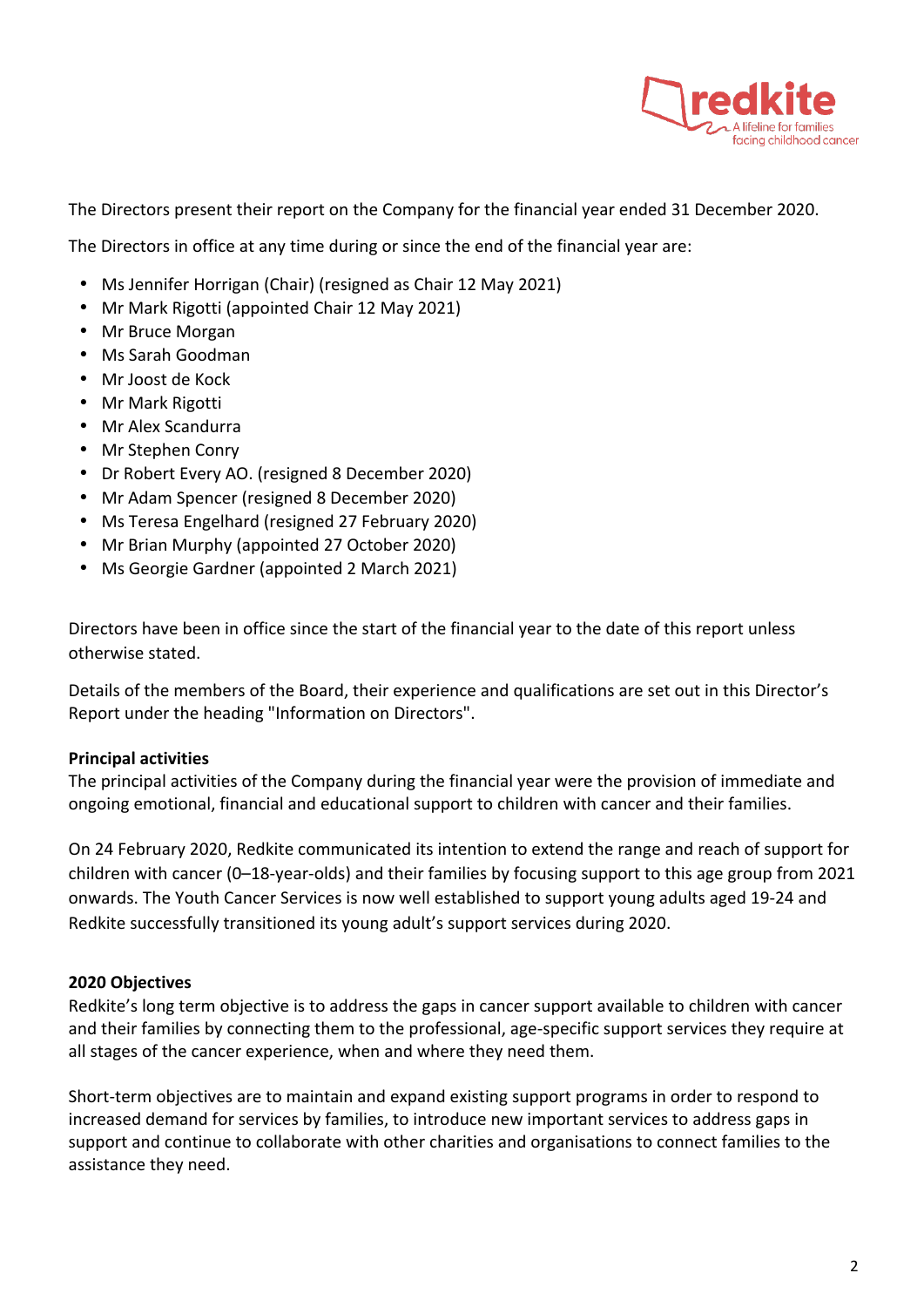The Directors present their report on the Company for the financial year ended 31 December 2020.

The Directors in office at any time during or since the end of the financial year are:

- Ms Jennifer Horrigan (Chair) (resigned as Chair 12 May 2021)
- Mr Mark Rigotti (appointed Chair 12 May 2021)
- Mr Bruce Morgan
- Ms Sarah Goodman
- Mr Joost de Kock
- Mr Mark Rigotti
- Mr Alex Scandurra
- Mr Stephen Conry
- Dr Robert Every AO. (resigned 8 December 2020)
- Mr Adam Spencer (resigned 8 December 2020)
- Ms Teresa Engelhard (resigned 27 February 2020)
- Mr Brian Murphy (appointed 27 October 2020)
- Ms Georgie Gardner (appointed 2 March 2021)

Directors have been in office since the start of the financial year to the date of this report unless otherwise stated.

Details of the members of the Board, their experience and qualifications are set out in this Director's Report under the heading "Information on Directors".

**Principal activities**

The principal activities of the Company during the financial year were the provision of immediate and ongoing emotional, financial and educational support to children with cancer and their families.

On 24 February 2020, Redkite communicated its intention to extend the range and reach of support for children with cancer (0–18-year-olds) and their families by focusing support to this age group from 2021 onwards. The Youth Cancer Services is now well established to support young adults aged 19-24 and Redkite successfully transitioned its young adult's support services during 2020.

**2020 Objectives**

Redkite's long term objective is to address the gaps in cancer support available to children with cancer and their families by connecting them to the professional, age-specific support services they require at all stages of the cancer experience, when and where they need them.

Short-term objectives are to maintain and expand existing support programs in order to respond to increased demand for services by families, to introduce new important services to address gaps in support and continue to collaborate with other charities and organisations to connect families to the assistance they need.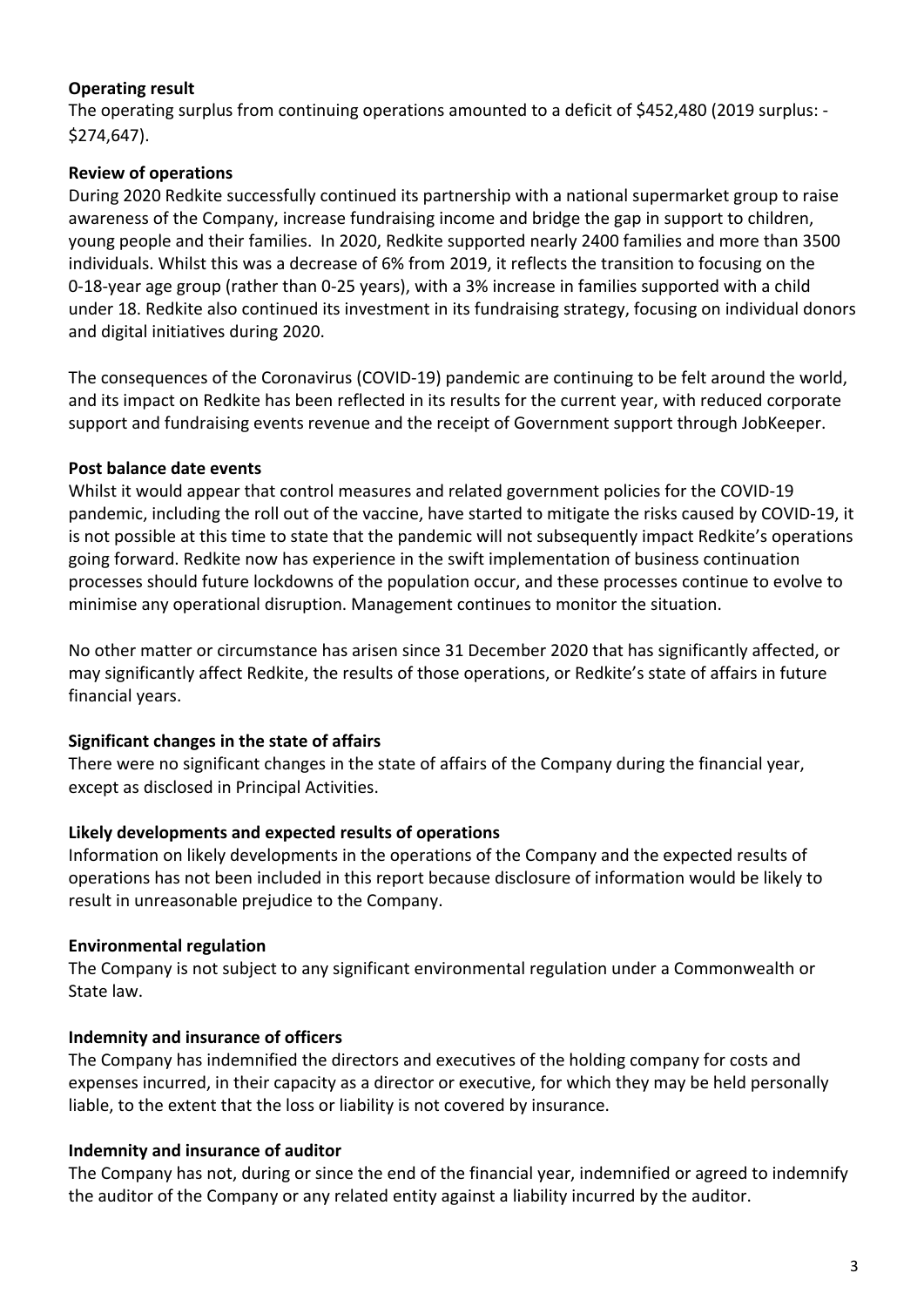**Operating result**

The operating surplus from continuing operations amounted to a deficit of $452,480 (2019 surplus: -$274,647).

**Review of operations**

During 2020 Redkite successfully continued its partnership with a national supermarket group to raise awareness of the Company, increase fundraising income and bridge the gap in support to children, young people and their families. In 2020, Redkite supported nearly 2400 families and more than 3500 individuals. Whilst this was a decrease of 6% from 2019, it reflects the transition to focusing on the 0-18-year age group (rather than 0-25 years), with a 3% increase in families supported with a child under 18. Redkite also continued its investment in its fundraising strategy, focusing on individual donors and digital initiatives during 2020.

The consequences of the Coronavirus (COVID-19) pandemic are continuing to be felt around the world, and its impact on Redkite has been reflected in its results for the current year, with reduced corporate support and fundraising events revenue and the receipt of Government support through JobKeeper.

**Post balance date events**

Whilst it would appear that control measures and related government policies for the COVID-19 pandemic, including the roll out of the vaccine, have started to mitigate the risks caused by COVID-19, it is not possible at this time to state that the pandemic will not subsequently impact Redkite's operations going forward. Redkite now has experience in the swift implementation of business continuation processes should future lockdowns of the population occur, and these processes continue to evolve to minimise any operational disruption. Management continues to monitor the situation.

No other matter or circumstance has arisen since 31 December 2020 that has significantly affected, or may significantly affect Redkite, the results of those operations, or Redkite's state of affairs in future financial years.

**Significant changes in the state of affairs**

There were no significant changes in the state of affairs of the Company during the financial year, except as disclosed in Principal Activities.

**Likely developments and expected results of operations**

Information on likely developments in the operations of the Company and the expected results of operations has not been included in this report because disclosure of information would be likely to result in unreasonable prejudice to the Company.

**Environmental regulation**

The Company is not subject to any significant environmental regulation under a Commonwealth or State law.

**Indemnity and insurance of officers**

The Company has indemnified the directors and executives of the holding company for costs and expenses incurred, in their capacity as a director or executive, for which they may be held personally liable, to the extent that the loss or liability is not covered by insurance.

**Indemnity and insurance of auditor**

The Company has not, during or since the end of the financial year, indemnified or agreed to indemnify the auditor of the Company or any related entity against a liability incurred by the auditor.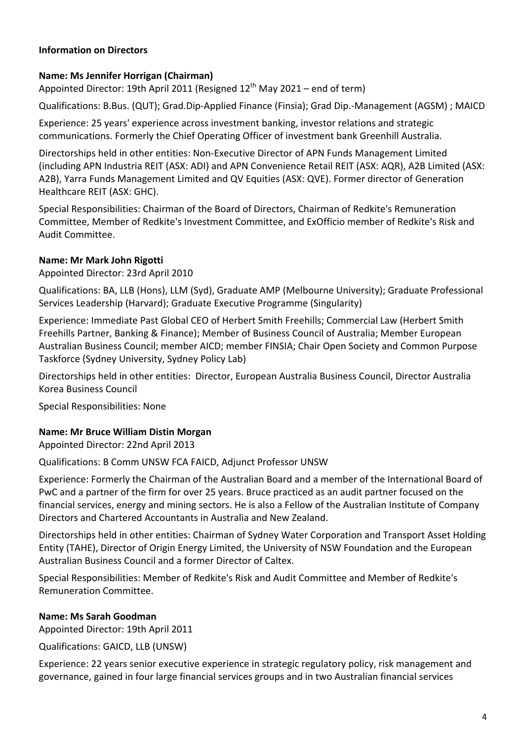**Information on Directors**

**Name: Ms Jennifer Horrigan (Chairman)**

Appointed Director: 19th April 2011 (Resigned 12th May 2021 – end of term)

Qualifications: B.Bus. (QUT); Grad.Dip-Applied Finance (Finsia); Grad Dip.-Management (AGSM) ; MAICD

Experience: 25 years' experience across investment banking, investor relations and strategic communications. Formerly the Chief Operating Officer of investment bank Greenhill Australia.

Directorships held in other entities: Non-Executive Director of APN Funds Management Limited (including APN Industria REIT (ASX: ADI) and APN Convenience Retail REIT (ASX: AQR), A2B Limited (ASX: A2B), Yarra Funds Management Limited and QV Equities (ASX: QVE). Former director of Generation Healthcare REIT (ASX: GHC).

Special Responsibilities: Chairman of the Board of Directors, Chairman of Redkite's Remuneration Committee, Member of Redkite's Investment Committee, and ExOfficio member of Redkite's Risk and Audit Committee.

**Name: Mr Mark John Rigotti**

Appointed Director: 23rd April 2010

Qualifications: BA, LLB (Hons), LLM (Syd), Graduate AMP (Melbourne University); Graduate Professional Services Leadership (Harvard); Graduate Executive Programme (Singularity)

Experience: Immediate Past Global CEO of Herbert Smith Freehills; Commercial Law (Herbert Smith Freehills Partner, Banking & Finance); Member of Business Council of Australia; Member European Australian Business Council; member AICD; member FINSIA; Chair Open Society and Common Purpose Taskforce (Sydney University, Sydney Policy Lab)

Directorships held in other entities: Director, European Australia Business Council, Director Australia Korea Business Council

Special Responsibilities: None

**Name: Mr Bruce William Distin Morgan**

Appointed Director: 22nd April 2013

Qualifications: B Comm UNSW FCA FAICD, Adjunct Professor UNSW

Experience: Formerly the Chairman of the Australian Board and a member of the International Board of PwC and a partner of the firm for over 25 years. Bruce practiced as an audit partner focused on the financial services, energy and mining sectors. He is also a Fellow of the Australian Institute of Company Directors and Chartered Accountants in Australia and New Zealand.

Directorships held in other entities: Chairman of Sydney Water Corporation and Transport Asset Holding Entity (TAHE), Director of Origin Energy Limited, the University of NSW Foundation and the European Australian Business Council and a former Director of Caltex.

Special Responsibilities: Member of Redkite's Risk and Audit Committee and Member of Redkite's Remuneration Committee.

**Name: Ms Sarah Goodman**

Appointed Director: 19th April 2011

Qualifications: GAICD, LLB (UNSW)

Experience: 22 years senior executive experience in strategic regulatory policy, risk management and governance, gained in four large financial services groups and in two Australian financial services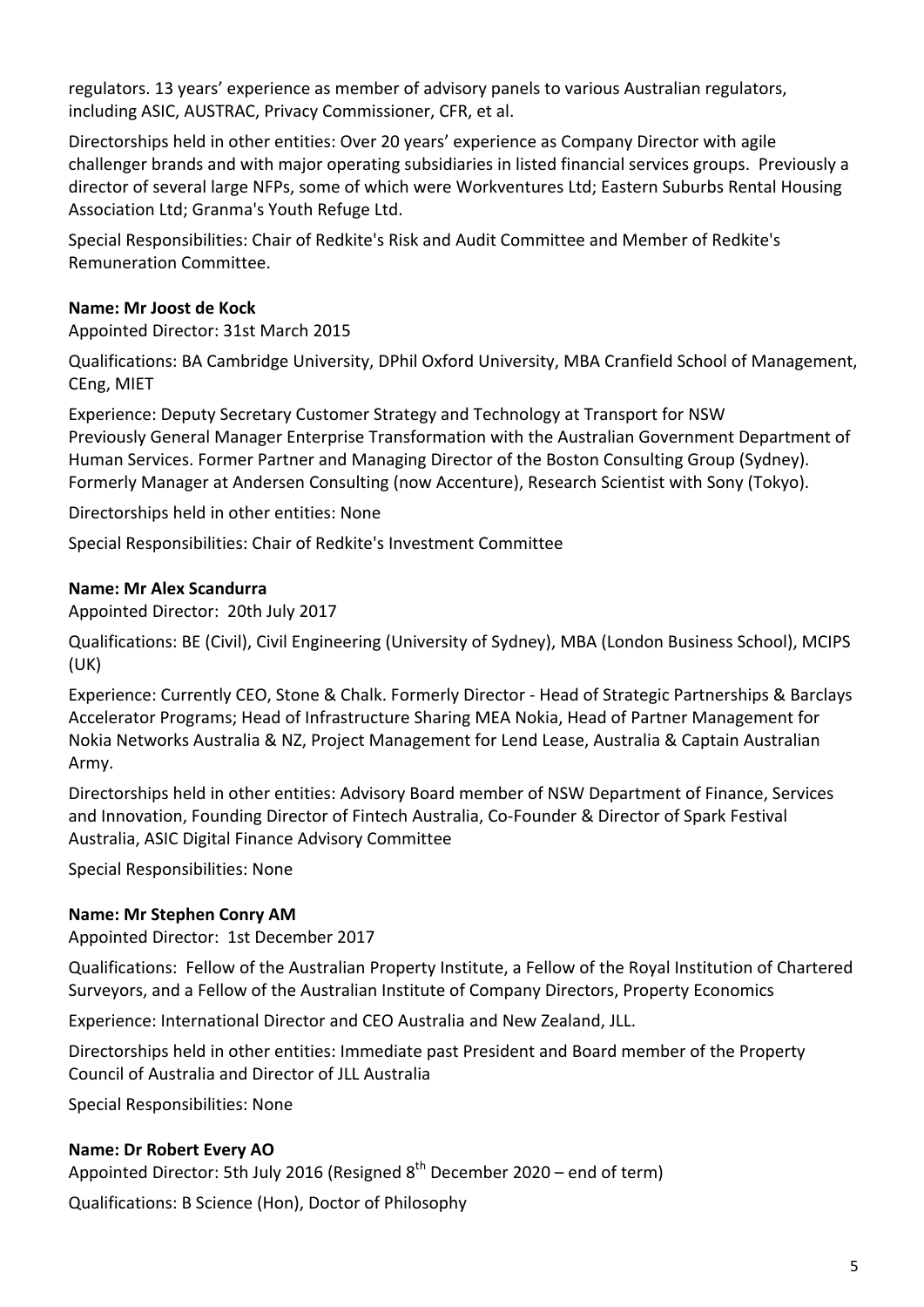regulators. 13 years' experience as member of advisory panels to various Australian regulators, including ASIC, AUSTRAC, Privacy Commissioner, CFR, et al.

Directorships held in other entities: Over 20 years' experience as Company Director with agile challenger brands and with major operating subsidiaries in listed financial services groups. Previously a director of several large NFPs, some of which were Workventures Ltd; Eastern Suburbs Rental Housing Association Ltd; Granma's Youth Refuge Ltd.

Special Responsibilities: Chair of Redkite's Risk and Audit Committee and Member of Redkite's Remuneration Committee.

**Name: Mr Joost de Kock**
Appointed Director: 31st March 2015

Qualifications: BA Cambridge University, DPhil Oxford University, MBA Cranfield School of Management, CEng, MIET

Experience: Deputy Secretary Customer Strategy and Technology at Transport for NSW
Previously General Manager Enterprise Transformation with the Australian Government Department of Human Services. Former Partner and Managing Director of the Boston Consulting Group (Sydney). Formerly Manager at Andersen Consulting (now Accenture), Research Scientist with Sony (Tokyo).

Directorships held in other entities: None

Special Responsibilities: Chair of Redkite's Investment Committee

**Name: Mr Alex Scandurra**
Appointed Director: 20th July 2017

Qualifications: BE (Civil), Civil Engineering (University of Sydney), MBA (London Business School), MCIPS (UK)

Experience: Currently CEO, Stone & Chalk. Formerly Director - Head of Strategic Partnerships & Barclays Accelerator Programs; Head of Infrastructure Sharing MEA Nokia, Head of Partner Management for Nokia Networks Australia & NZ, Project Management for Lend Lease, Australia & Captain Australian Army.

Directorships held in other entities: Advisory Board member of NSW Department of Finance, Services and Innovation, Founding Director of Fintech Australia, Co-Founder & Director of Spark Festival Australia, ASIC Digital Finance Advisory Committee

Special Responsibilities: None

**Name: Mr Stephen Conry AM**
Appointed Director: 1st December 2017

Qualifications: Fellow of the Australian Property Institute, a Fellow of the Royal Institution of Chartered Surveyors, and a Fellow of the Australian Institute of Company Directors, Property Economics

Experience: International Director and CEO Australia and New Zealand, JLL.

Directorships held in other entities: Immediate past President and Board member of the Property Council of Australia and Director of JLL Australia

Special Responsibilities: None

**Name: Dr Robert Every AO**
Appointed Director: 5th July 2016 (Resigned 8th December 2020 – end of term)

Qualifications: B Science (Hon), Doctor of Philosophy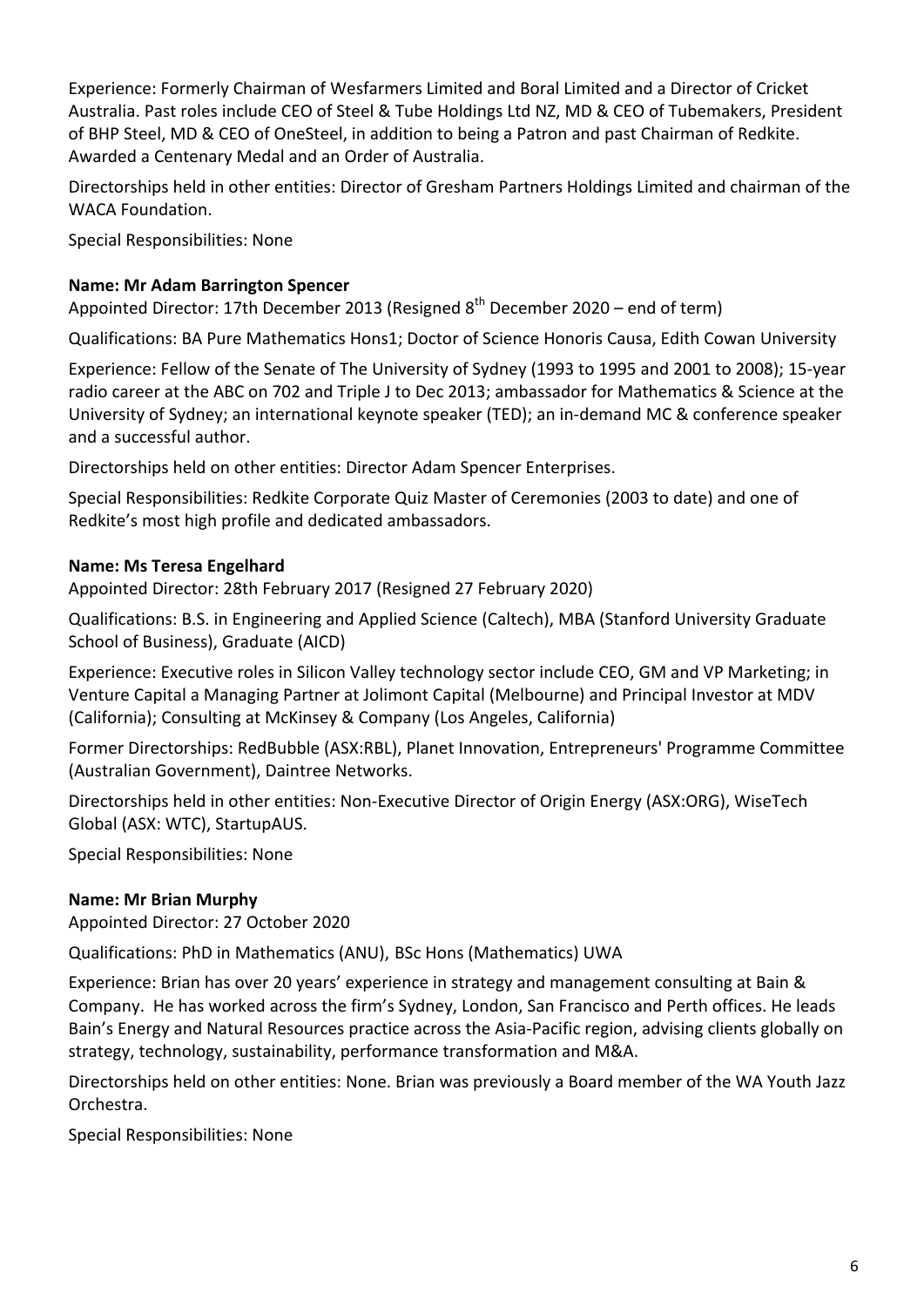Experience: Formerly Chairman of Wesfarmers Limited and Boral Limited and a Director of Cricket Australia. Past roles include CEO of Steel & Tube Holdings Ltd NZ, MD & CEO of Tubemakers, President of BHP Steel, MD & CEO of OneSteel, in addition to being a Patron and past Chairman of Redkite. Awarded a Centenary Medal and an Order of Australia.

Directorships held in other entities: Director of Gresham Partners Holdings Limited and chairman of the WACA Foundation.

Special Responsibilities: None

**Name: Mr Adam Barrington Spencer**

Appointed Director: 17th December 2013 (Resigned 8th December 2020 – end of term)

Qualifications: BA Pure Mathematics Hons1; Doctor of Science Honoris Causa, Edith Cowan University

Experience: Fellow of the Senate of The University of Sydney (1993 to 1995 and 2001 to 2008); 15-year radio career at the ABC on 702 and Triple J to Dec 2013; ambassador for Mathematics & Science at the University of Sydney; an international keynote speaker (TED); an in-demand MC & conference speaker and a successful author.

Directorships held on other entities: Director Adam Spencer Enterprises.

Special Responsibilities: Redkite Corporate Quiz Master of Ceremonies (2003 to date) and one of Redkite's most high profile and dedicated ambassadors.

**Name: Ms Teresa Engelhard**

Appointed Director: 28th February 2017 (Resigned 27 February 2020)

Qualifications: B.S. in Engineering and Applied Science (Caltech), MBA (Stanford University Graduate School of Business), Graduate (AICD)

Experience: Executive roles in Silicon Valley technology sector include CEO, GM and VP Marketing; in Venture Capital a Managing Partner at Jolimont Capital (Melbourne) and Principal Investor at MDV (California); Consulting at McKinsey & Company (Los Angeles, California)

Former Directorships: RedBubble (ASX:RBL), Planet Innovation, Entrepreneurs' Programme Committee (Australian Government), Daintree Networks.

Directorships held in other entities: Non-Executive Director of Origin Energy (ASX:ORG), WiseTech Global (ASX: WTC), StartupAUS.

Special Responsibilities: None

**Name: Mr Brian Murphy**

Appointed Director: 27 October 2020

Qualifications: PhD in Mathematics (ANU), BSc Hons (Mathematics) UWA

Experience: Brian has over 20 years' experience in strategy and management consulting at Bain & Company. He has worked across the firm's Sydney, London, San Francisco and Perth offices. He leads Bain's Energy and Natural Resources practice across the Asia-Pacific region, advising clients globally on strategy, technology, sustainability, performance transformation and M&A.

Directorships held on other entities: None. Brian was previously a Board member of the WA Youth Jazz Orchestra.

Special Responsibilities: None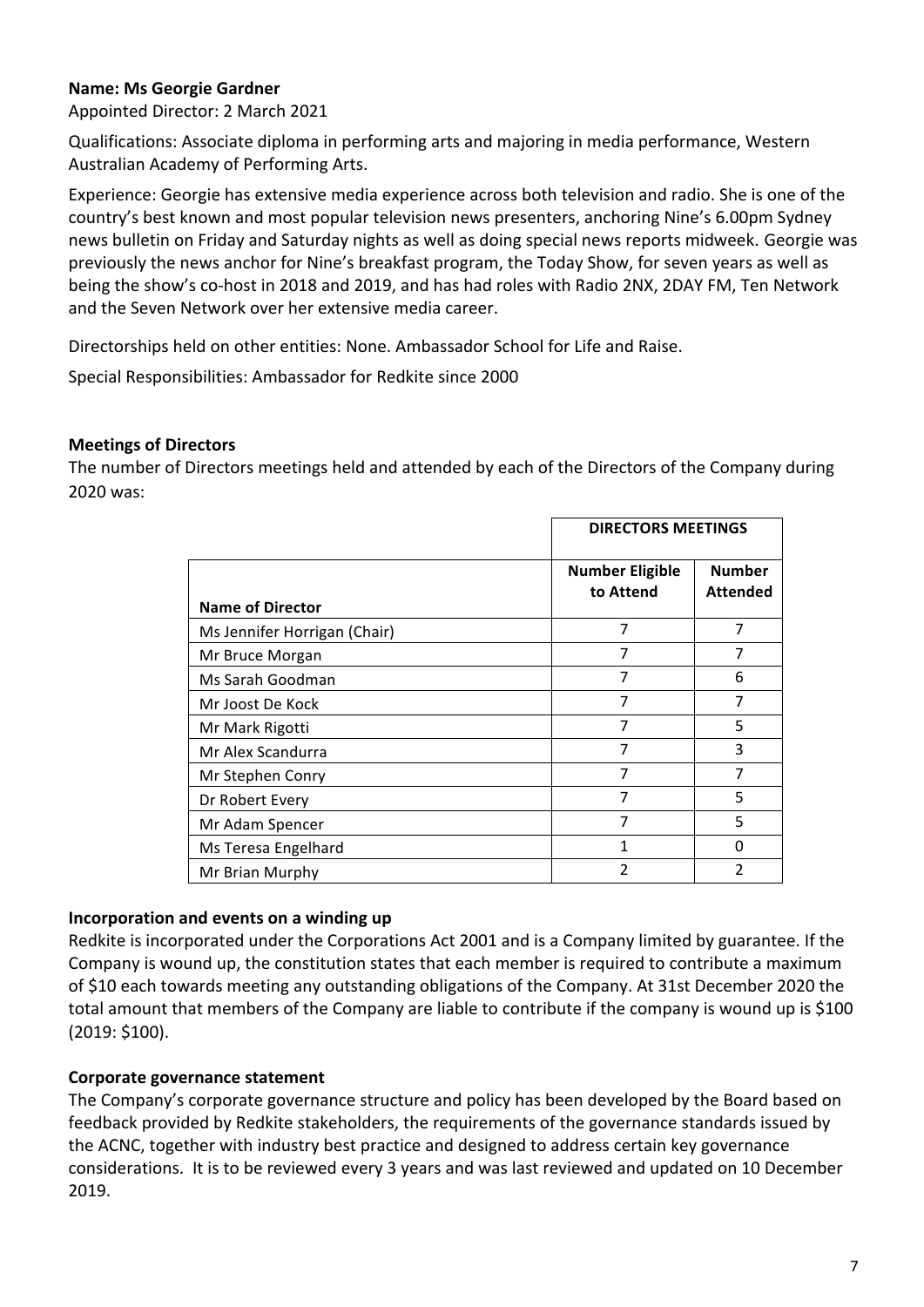**Name: Ms Georgie Gardner**

Appointed Director: 2 March 2021

Qualifications: Associate diploma in performing arts and majoring in media performance, Western Australian Academy of Performing Arts.

Experience: Georgie has extensive media experience across both television and radio. She is one of the country's best known and most popular television news presenters, anchoring Nine's 6.00pm Sydney news bulletin on Friday and Saturday nights as well as doing special news reports midweek. Georgie was previously the news anchor for Nine's breakfast program, the Today Show, for seven years as well as being the show's co-host in 2018 and 2019, and has had roles with Radio 2NX, 2DAY FM, Ten Network and the Seven Network over her extensive media career.

Directorships held on other entities: None. Ambassador School for Life and Raise.

Special Responsibilities: Ambassador for Redkite since 2000

## Meetings of Directors

The number of Directors meetings held and attended by each of the Directors of the Company during 2020 was:

| | DIRECTORS MEETINGS | |
|---|---|---|
| Name of Director | Number Eligible to Attend | Number Attended |
| Ms Jennifer Horrigan (Chair) | 7 | 7 |
| Mr Bruce Morgan | 7 | 7 |
| Ms Sarah Goodman | 7 | 6 |
| Mr Joost De Kock | 7 | 7 |
| Mr Mark Rigotti | 7 | 5 |
| Mr Alex Scandurra | 7 | 3 |
| Mr Stephen Conry | 7 | 7 |
| Dr Robert Every | 7 | 5 |
| Mr Adam Spencer | 7 | 5 |
| Ms Teresa Engelhard | 1 | 0 |
| Mr Brian Murphy | 2 | 2 |

## Incorporation and events on a winding up

Redkite is incorporated under the Corporations Act 2001 and is a Company limited by guarantee. If the Company is wound up, the constitution states that each member is required to contribute a maximum of $10 each towards meeting any outstanding obligations of the Company. At 31st December 2020 the total amount that members of the Company are liable to contribute if the company is wound up is $100 (2019: $100).

## Corporate governance statement

The Company's corporate governance structure and policy has been developed by the Board based on feedback provided by Redkite stakeholders, the requirements of the governance standards issued by the ACNC, together with industry best practice and designed to address certain key governance considerations. It is to be reviewed every 3 years and was last reviewed and updated on 10 December 2019.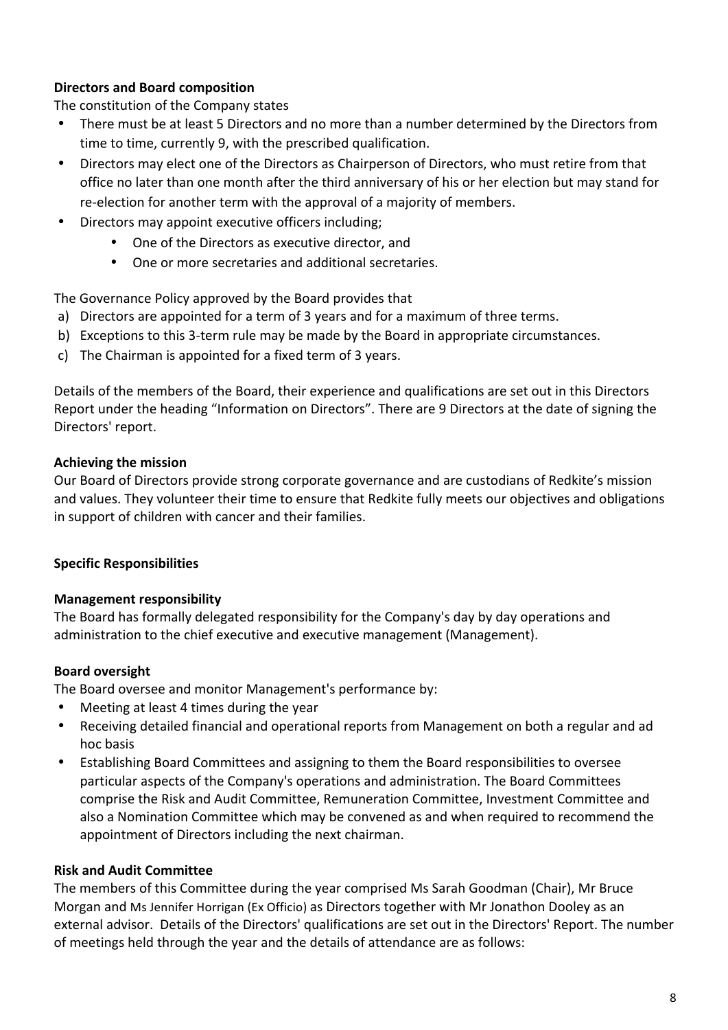**Directors and Board composition**

The constitution of the Company states

- There must be at least 5 Directors and no more than a number determined by the Directors from time to time, currently 9, with the prescribed qualification.
- Directors may elect one of the Directors as Chairperson of Directors, who must retire from that office no later than one month after the third anniversary of his or her election but may stand for re-election for another term with the approval of a majority of members.
- Directors may appoint executive officers including;
    - One of the Directors as executive director, and
    - One or more secretaries and additional secretaries.

The Governance Policy approved by the Board provides that

a) Directors are appointed for a term of 3 years and for a maximum of three terms.
b) Exceptions to this 3-term rule may be made by the Board in appropriate circumstances.
c) The Chairman is appointed for a fixed term of 3 years.

Details of the members of the Board, their experience and qualifications are set out in this Directors Report under the heading "Information on Directors". There are 9 Directors at the date of signing the Directors' report.

**Achieving the mission**

Our Board of Directors provide strong corporate governance and are custodians of Redkite's mission and values. They volunteer their time to ensure that Redkite fully meets our objectives and obligations in support of children with cancer and their families.

**Specific Responsibilities**

**Management responsibility**

The Board has formally delegated responsibility for the Company's day by day operations and administration to the chief executive and executive management (Management).

**Board oversight**

The Board oversee and monitor Management's performance by:

- Meeting at least 4 times during the year
- Receiving detailed financial and operational reports from Management on both a regular and ad hoc basis
- Establishing Board Committees and assigning to them the Board responsibilities to oversee particular aspects of the Company's operations and administration. The Board Committees comprise the Risk and Audit Committee, Remuneration Committee, Investment Committee and also a Nomination Committee which may be convened as and when required to recommend the appointment of Directors including the next chairman.

**Risk and Audit Committee**

The members of this Committee during the year comprised Ms Sarah Goodman (Chair), Mr Bruce Morgan and Ms Jennifer Horrigan (Ex Officio) as Directors together with Mr Jonathon Dooley as an external advisor. Details of the Directors' qualifications are set out in the Directors' Report. The number of meetings held through the year and the details of attendance are as follows: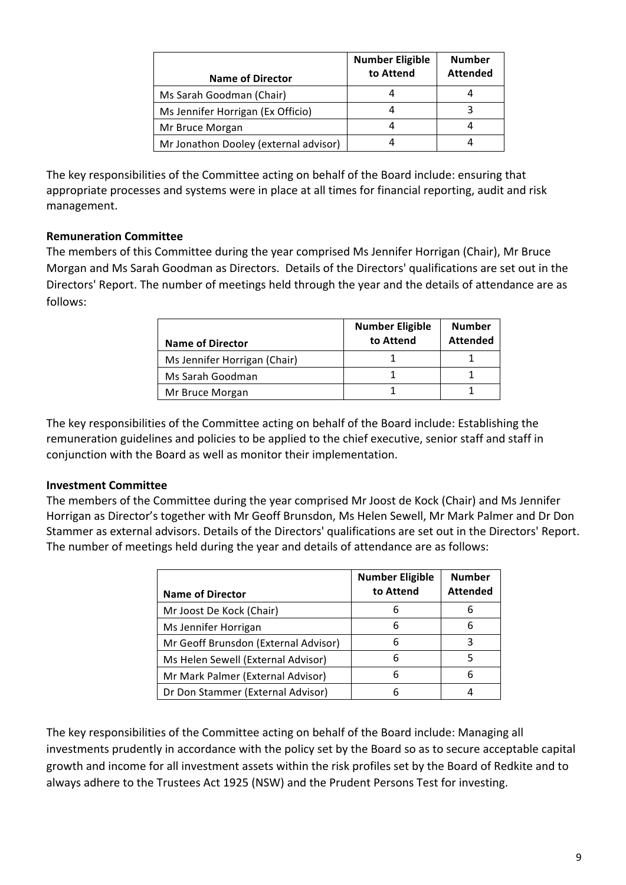| Name of Director | Number Eligible to Attend | Number Attended |
|---|---|---|
| Ms Sarah Goodman (Chair) | 4 | 4 |
| Ms Jennifer Horrigan (Ex Officio) | 4 | 3 |
| Mr Bruce Morgan | 4 | 4 |
| Mr Jonathon Dooley (external advisor) | 4 | 4 |

The key responsibilities of the Committee acting on behalf of the Board include: ensuring that appropriate processes and systems were in place at all times for financial reporting, audit and risk management.

**Remuneration Committee**

The members of this Committee during the year comprised Ms Jennifer Horrigan (Chair), Mr Bruce Morgan and Ms Sarah Goodman as Directors. Details of the Directors' qualifications are set out in the Directors' Report. The number of meetings held through the year and the details of attendance are as follows:

| Name of Director | Number Eligible to Attend | Number Attended |
|---|---|---|
| Ms Jennifer Horrigan (Chair) | 1 | 1 |
| Ms Sarah Goodman | 1 | 1 |
| Mr Bruce Morgan | 1 | 1 |

The key responsibilities of the Committee acting on behalf of the Board include: Establishing the remuneration guidelines and policies to be applied to the chief executive, senior staff and staff in conjunction with the Board as well as monitor their implementation.

**Investment Committee**

The members of the Committee during the year comprised Mr Joost de Kock (Chair) and Ms Jennifer Horrigan as Director's together with Mr Geoff Brunsdon, Ms Helen Sewell, Mr Mark Palmer and Dr Don Stammer as external advisors. Details of the Directors' qualifications are set out in the Directors' Report. The number of meetings held during the year and details of attendance are as follows:

| Name of Director | Number Eligible to Attend | Number Attended |
|---|---|---|
| Mr Joost De Kock (Chair) | 6 | 6 |
| Ms Jennifer Horrigan | 6 | 6 |
| Mr Geoff Brunsdon (External Advisor) | 6 | 3 |
| Ms Helen Sewell (External Advisor) | 6 | 5 |
| Mr Mark Palmer (External Advisor) | 6 | 6 |
| Dr Don Stammer (External Advisor) | 6 | 4 |

The key responsibilities of the Committee acting on behalf of the Board include: Managing all investments prudently in accordance with the policy set by the Board so as to secure acceptable capital growth and income for all investment assets within the risk profiles set by the Board of Redkite and to always adhere to the Trustees Act 1925 (NSW) and the Prudent Persons Test for investing.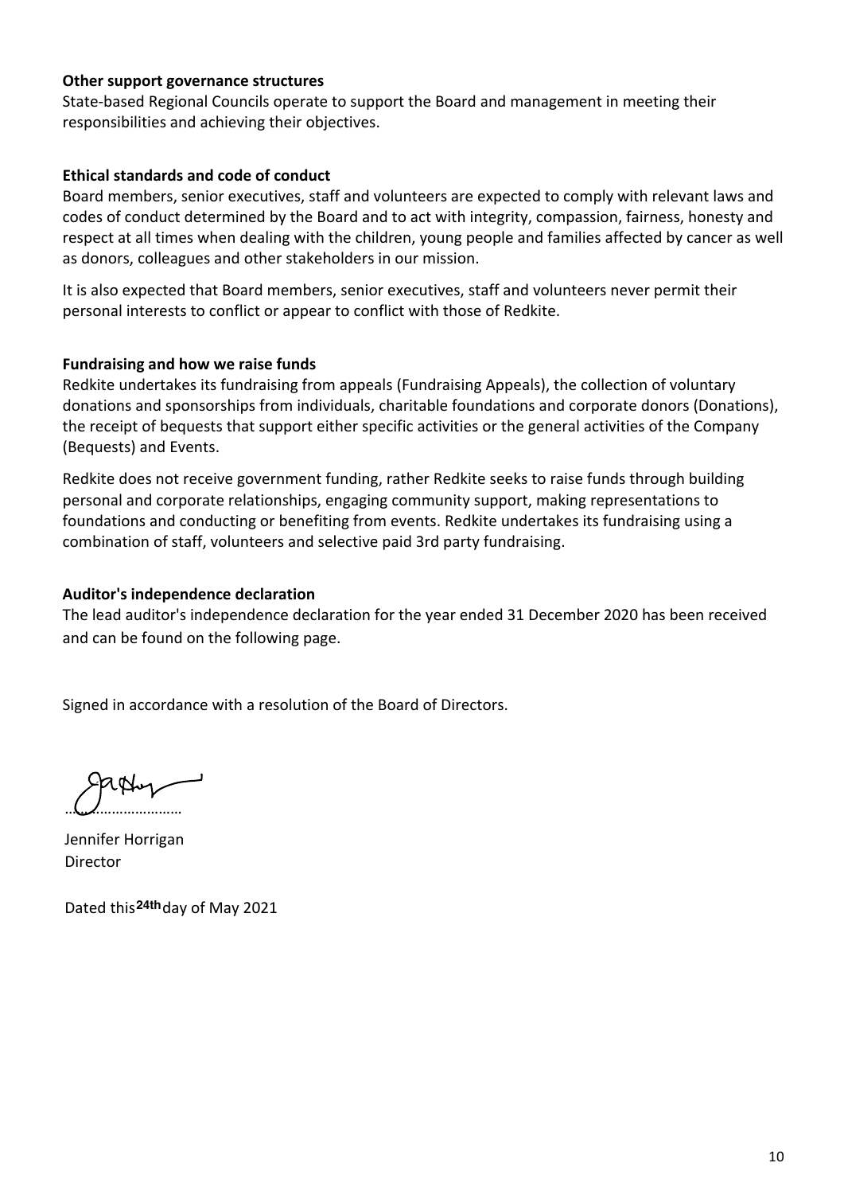**Other support governance structures**

State-based Regional Councils operate to support the Board and management in meeting their responsibilities and achieving their objectives.

**Ethical standards and code of conduct**

Board members, senior executives, staff and volunteers are expected to comply with relevant laws and codes of conduct determined by the Board and to act with integrity, compassion, fairness, honesty and respect at all times when dealing with the children, young people and families affected by cancer as well as donors, colleagues and other stakeholders in our mission.

It is also expected that Board members, senior executives, staff and volunteers never permit their personal interests to conflict or appear to conflict with those of Redkite.

**Fundraising and how we raise funds**

Redkite undertakes its fundraising from appeals (Fundraising Appeals), the collection of voluntary donations and sponsorships from individuals, charitable foundations and corporate donors (Donations), the receipt of bequests that support either specific activities or the general activities of the Company (Bequests) and Events.

Redkite does not receive government funding, rather Redkite seeks to raise funds through building personal and corporate relationships, engaging community support, making representations to foundations and conducting or benefiting from events. Redkite undertakes its fundraising using a combination of staff, volunteers and selective paid 3rd party fundraising.

**Auditor's independence declaration**

The lead auditor's independence declaration for the year ended 31 December 2020 has been received and can be found on the following page.

Signed in accordance with a resolution of the Board of Directors.

…………………………

Jennifer Horrigan
Director

Dated this 24th day of May 2021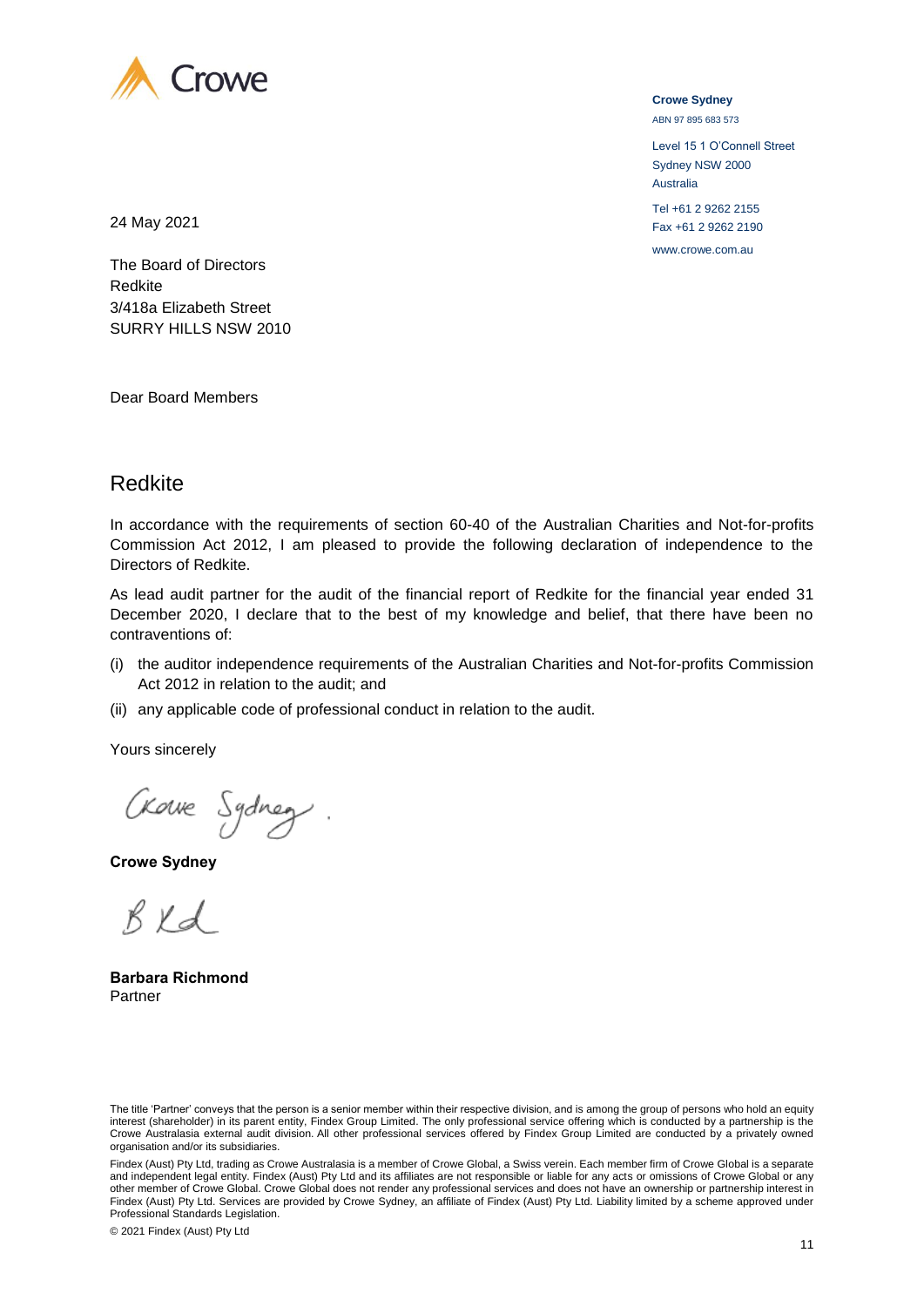Crowe

**Crowe Sydney**
ABN 97 895 683 573

Level 15 1 O'Connell Street
Sydney NSW 2000
Australia

Tel +61 2 9262 2155
Fax +61 2 9262 2190

www.crowe.com.au

24 May 2021

The Board of Directors
Redkite
3/418a Elizabeth Street
SURRY HILLS NSW 2010

Dear Board Members

# Redkite

In accordance with the requirements of section 60-40 of the Australian Charities and Not-for-profits Commission Act 2012, I am pleased to provide the following declaration of independence to the Directors of Redkite.

As lead audit partner for the audit of the financial report of Redkite for the financial year ended 31 December 2020, I declare that to the best of my knowledge and belief, that there have been no contraventions of:

(i) the auditor independence requirements of the Australian Charities and Not-for-profits Commission Act 2012 in relation to the audit; and

(ii) any applicable code of professional conduct in relation to the audit.

Yours sincerely

Crowe Sydney

**Crowe Sydney**

B Rd

**Barbara Richmond**
Partner

The title 'Partner' conveys that the person is a senior member within their respective division, and is among the group of persons who hold an equity interest (shareholder) in its parent entity, Findex Group Limited. The only professional service offering which is conducted by a partnership is the Crowe Australasia external audit division. All other professional services offered by Findex Group Limited are conducted by a privately owned organisation and/or its subsidiaries.

Findex (Aust) Pty Ltd, trading as Crowe Australasia is a member of Crowe Global, a Swiss verein. Each member firm of Crowe Global is a separate and independent legal entity. Findex (Aust) Pty Ltd and its affiliates are not responsible or liable for any acts or omissions of Crowe Global or any other member of Crowe Global. Crowe Global does not render any professional services and does not have an ownership or partnership interest in Findex (Aust) Pty Ltd. Services are provided by Crowe Sydney, an affiliate of Findex (Aust) Pty Ltd. Liability limited by a scheme approved under Professional Standards Legislation.

© 2021 Findex (Aust) Pty Ltd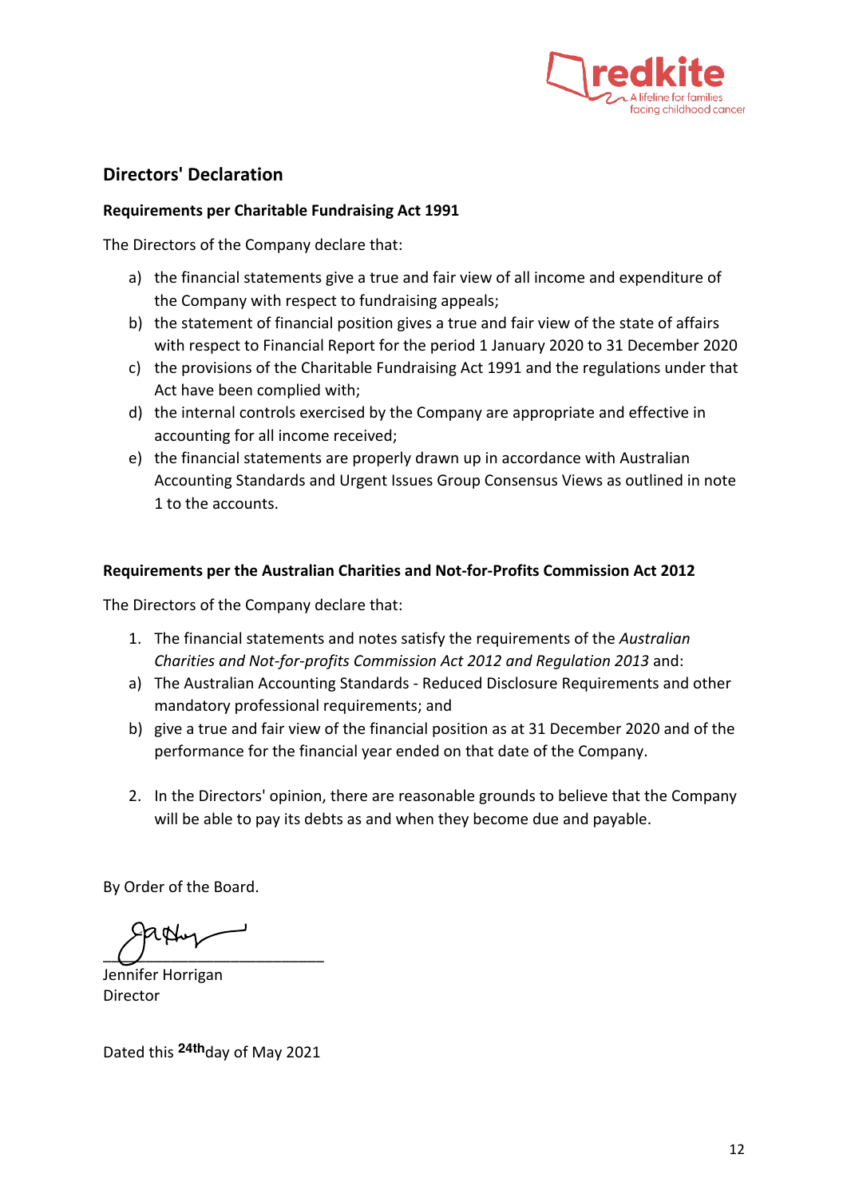## Directors' Declaration

**Requirements per Charitable Fundraising Act 1991**

The Directors of the Company declare that:

a) the financial statements give a true and fair view of all income and expenditure of the Company with respect to fundraising appeals;
b) the statement of financial position gives a true and fair view of the state of affairs with respect to Financial Report for the period 1 January 2020 to 31 December 2020
c) the provisions of the Charitable Fundraising Act 1991 and the regulations under that Act have been complied with;
d) the internal controls exercised by the Company are appropriate and effective in accounting for all income received;
e) the financial statements are properly drawn up in accordance with Australian Accounting Standards and Urgent Issues Group Consensus Views as outlined in note 1 to the accounts.

**Requirements per the Australian Charities and Not-for-Profits Commission Act 2012**

The Directors of the Company declare that:

1. The financial statements and notes satisfy the requirements of the *Australian Charities and Not-for-profits Commission Act 2012 and Regulation 2013* and:

a) The Australian Accounting Standards - Reduced Disclosure Requirements and other mandatory professional requirements; and
b) give a true and fair view of the financial position as at 31 December 2020 and of the performance for the financial year ended on that date of the Company.

2. In the Directors' opinion, there are reasonable grounds to believe that the Company will be able to pay its debts as and when they become due and payable.

By Order of the Board.

Jennifer Horrigan
Director

Dated this 24th day of May 2021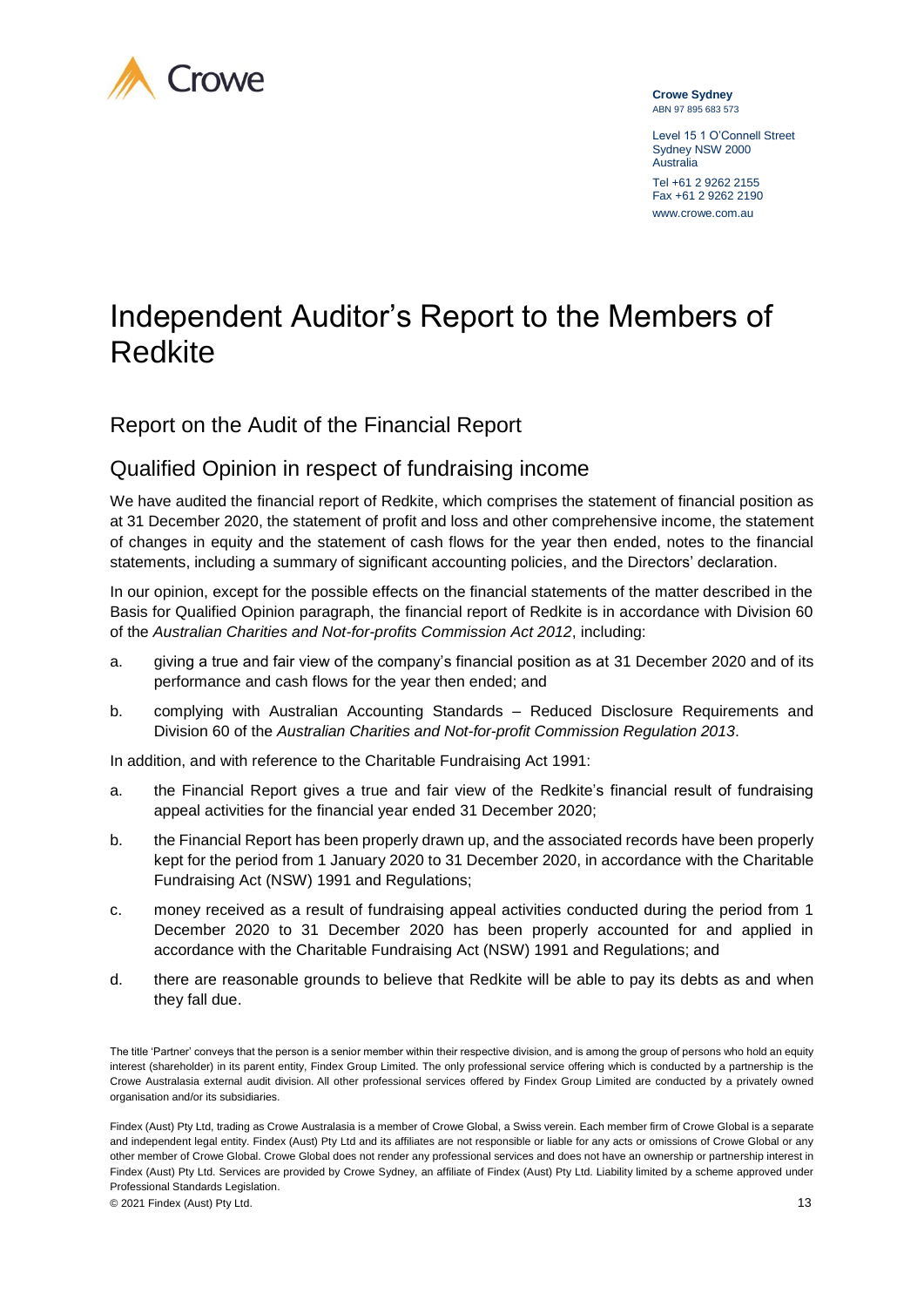Crowe

**Crowe Sydney**
ABN 97 895 683 573

Level 15 1 O'Connell Street
Sydney NSW 2000
Australia

Tel +61 2 9262 2155
Fax +61 2 9262 2190
www.crowe.com.au

# Independent Auditor's Report to the Members of Redkite

## Report on the Audit of the Financial Report

## Qualified Opinion in respect of fundraising income

We have audited the financial report of Redkite, which comprises the statement of financial position as at 31 December 2020, the statement of profit and loss and other comprehensive income, the statement of changes in equity and the statement of cash flows for the year then ended, notes to the financial statements, including a summary of significant accounting policies, and the Directors' declaration.

In our opinion, except for the possible effects on the financial statements of the matter described in the Basis for Qualified Opinion paragraph, the financial report of Redkite is in accordance with Division 60 of the *Australian Charities and Not-for-profits Commission Act 2012*, including:

a. giving a true and fair view of the company's financial position as at 31 December 2020 and of its performance and cash flows for the year then ended; and

b. complying with Australian Accounting Standards – Reduced Disclosure Requirements and Division 60 of the *Australian Charities and Not-for-profit Commission Regulation 2013*.

In addition, and with reference to the Charitable Fundraising Act 1991:

a. the Financial Report gives a true and fair view of the Redkite's financial result of fundraising appeal activities for the financial year ended 31 December 2020;

b. the Financial Report has been properly drawn up, and the associated records have been properly kept for the period from 1 January 2020 to 31 December 2020, in accordance with the Charitable Fundraising Act (NSW) 1991 and Regulations;

c. money received as a result of fundraising appeal activities conducted during the period from 1 December 2020 to 31 December 2020 has been properly accounted for and applied in accordance with the Charitable Fundraising Act (NSW) 1991 and Regulations; and

d. there are reasonable grounds to believe that Redkite will be able to pay its debts as and when they fall due.

The title 'Partner' conveys that the person is a senior member within their respective division, and is among the group of persons who hold an equity interest (shareholder) in its parent entity, Findex Group Limited. The only professional service offering which is conducted by a partnership is the Crowe Australasia external audit division. All other professional services offered by Findex Group Limited are conducted by a privately owned organisation and/or its subsidiaries.

Findex (Aust) Pty Ltd, trading as Crowe Australasia is a member of Crowe Global, a Swiss verein. Each member firm of Crowe Global is a separate and independent legal entity. Findex (Aust) Pty Ltd and its affiliates are not responsible or liable for any acts or omissions of Crowe Global or any other member of Crowe Global. Crowe Global does not render any professional services and does not have an ownership or partnership interest in Findex (Aust) Pty Ltd. Services are provided by Crowe Sydney, an affiliate of Findex (Aust) Pty Ltd. Liability limited by a scheme approved under Professional Standards Legislation.

© 2021 Findex (Aust) Pty Ltd.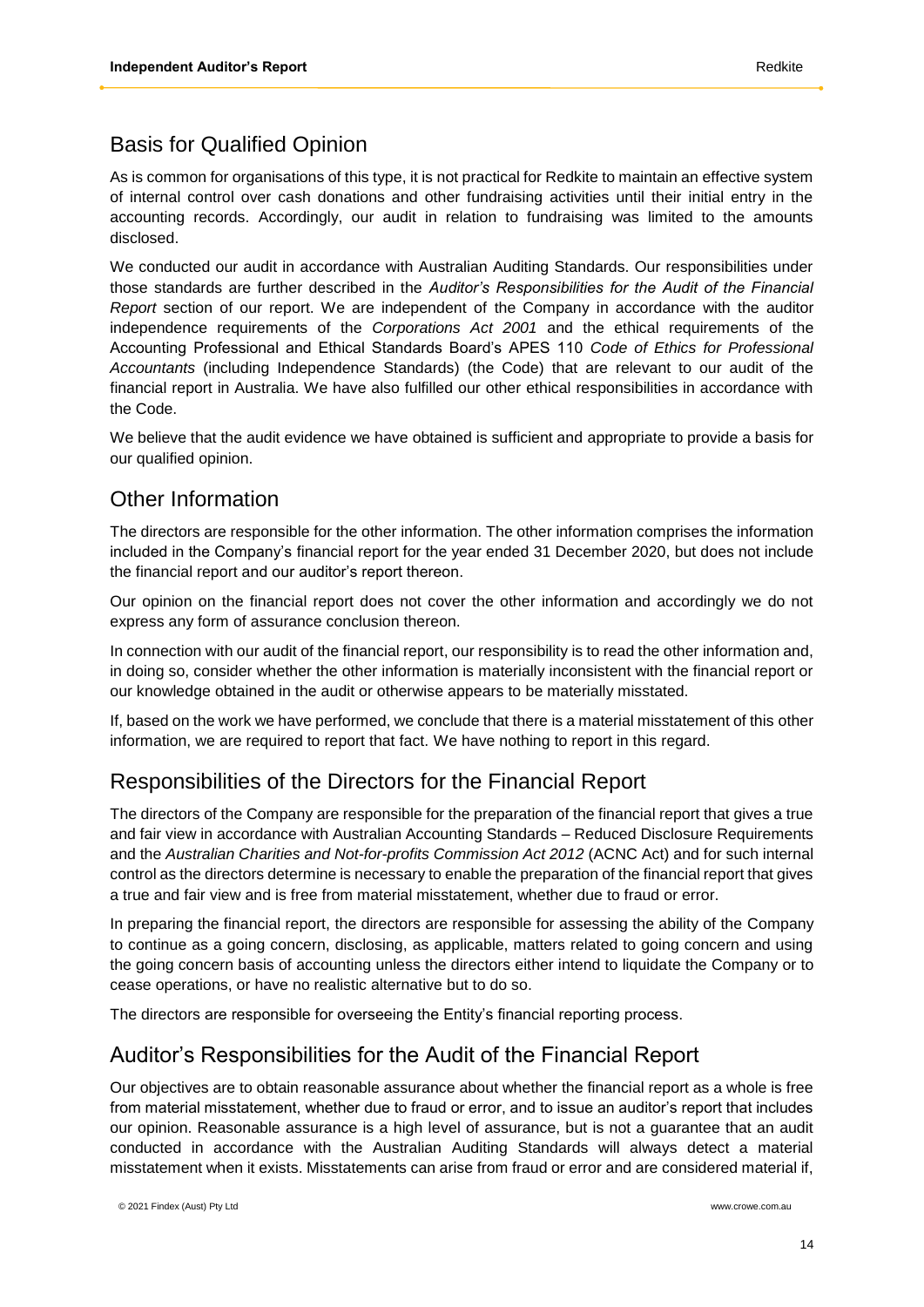## Basis for Qualified Opinion

As is common for organisations of this type, it is not practical for Redkite to maintain an effective system of internal control over cash donations and other fundraising activities until their initial entry in the accounting records. Accordingly, our audit in relation to fundraising was limited to the amounts disclosed.

We conducted our audit in accordance with Australian Auditing Standards. Our responsibilities under those standards are further described in the *Auditor's Responsibilities for the Audit of the Financial Report* section of our report. We are independent of the Company in accordance with the auditor independence requirements of the *Corporations Act 2001* and the ethical requirements of the Accounting Professional and Ethical Standards Board's APES 110 *Code of Ethics for Professional Accountants* (including Independence Standards) (the Code) that are relevant to our audit of the financial report in Australia. We have also fulfilled our other ethical responsibilities in accordance with the Code.

We believe that the audit evidence we have obtained is sufficient and appropriate to provide a basis for our qualified opinion.

## Other Information

The directors are responsible for the other information. The other information comprises the information included in the Company's financial report for the year ended 31 December 2020, but does not include the financial report and our auditor's report thereon.

Our opinion on the financial report does not cover the other information and accordingly we do not express any form of assurance conclusion thereon.

In connection with our audit of the financial report, our responsibility is to read the other information and, in doing so, consider whether the other information is materially inconsistent with the financial report or our knowledge obtained in the audit or otherwise appears to be materially misstated.

If, based on the work we have performed, we conclude that there is a material misstatement of this other information, we are required to report that fact. We have nothing to report in this regard.

## Responsibilities of the Directors for the Financial Report

The directors of the Company are responsible for the preparation of the financial report that gives a true and fair view in accordance with Australian Accounting Standards – Reduced Disclosure Requirements and the *Australian Charities and Not-for-profits Commission Act 2012* (ACNC Act) and for such internal control as the directors determine is necessary to enable the preparation of the financial report that gives a true and fair view and is free from material misstatement, whether due to fraud or error.

In preparing the financial report, the directors are responsible for assessing the ability of the Company to continue as a going concern, disclosing, as applicable, matters related to going concern and using the going concern basis of accounting unless the directors either intend to liquidate the Company or to cease operations, or have no realistic alternative but to do so.

The directors are responsible for overseeing the Entity's financial reporting process.

## Auditor's Responsibilities for the Audit of the Financial Report

Our objectives are to obtain reasonable assurance about whether the financial report as a whole is free from material misstatement, whether due to fraud or error, and to issue an auditor's report that includes our opinion. Reasonable assurance is a high level of assurance, but is not a guarantee that an audit conducted in accordance with the Australian Auditing Standards will always detect a material misstatement when it exists. Misstatements can arise from fraud or error and are considered material if,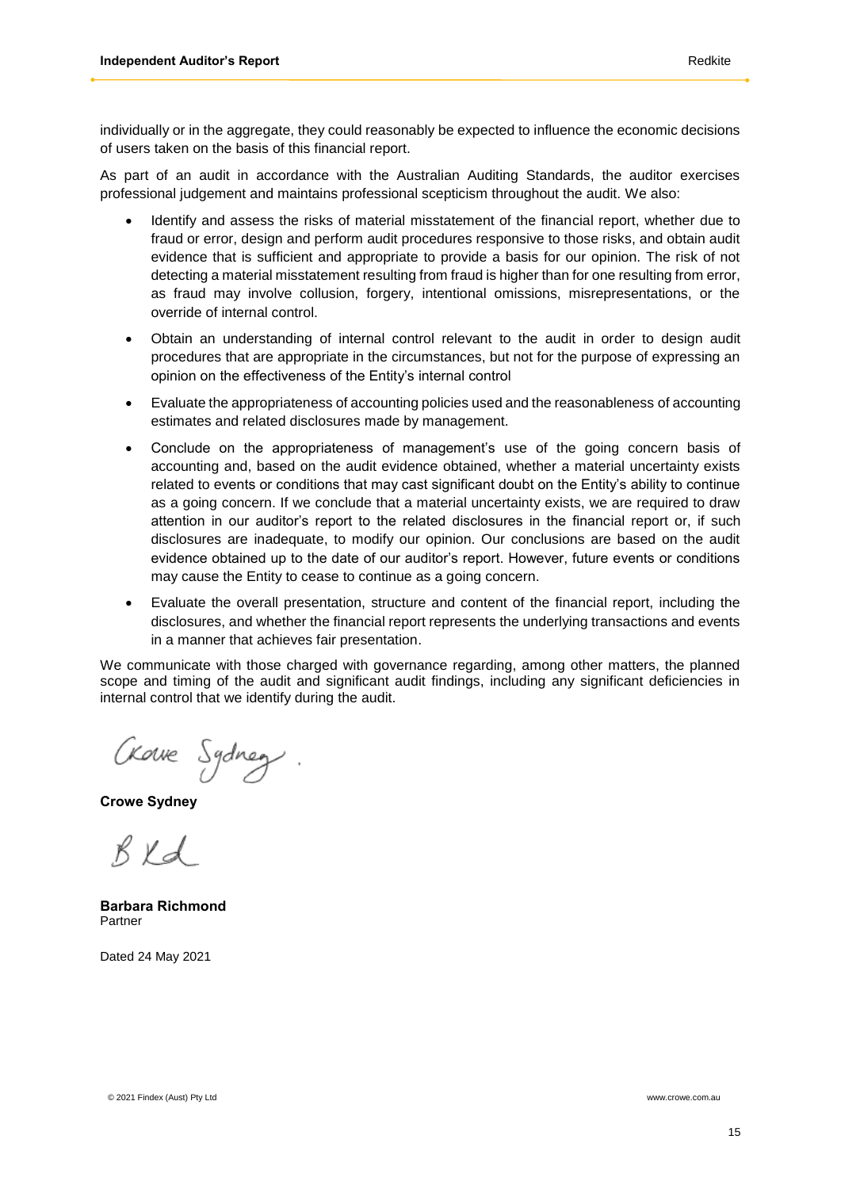individually or in the aggregate, they could reasonably be expected to influence the economic decisions of users taken on the basis of this financial report.

As part of an audit in accordance with the Australian Auditing Standards, the auditor exercises professional judgement and maintains professional scepticism throughout the audit. We also:

- Identify and assess the risks of material misstatement of the financial report, whether due to fraud or error, design and perform audit procedures responsive to those risks, and obtain audit evidence that is sufficient and appropriate to provide a basis for our opinion. The risk of not detecting a material misstatement resulting from fraud is higher than for one resulting from error, as fraud may involve collusion, forgery, intentional omissions, misrepresentations, or the override of internal control.
- Obtain an understanding of internal control relevant to the audit in order to design audit procedures that are appropriate in the circumstances, but not for the purpose of expressing an opinion on the effectiveness of the Entity's internal control
- Evaluate the appropriateness of accounting policies used and the reasonableness of accounting estimates and related disclosures made by management.
- Conclude on the appropriateness of management's use of the going concern basis of accounting and, based on the audit evidence obtained, whether a material uncertainty exists related to events or conditions that may cast significant doubt on the Entity's ability to continue as a going concern. If we conclude that a material uncertainty exists, we are required to draw attention in our auditor's report to the related disclosures in the financial report or, if such disclosures are inadequate, to modify our opinion. Our conclusions are based on the audit evidence obtained up to the date of our auditor's report. However, future events or conditions may cause the Entity to cease to continue as a going concern.
- Evaluate the overall presentation, structure and content of the financial report, including the disclosures, and whether the financial report represents the underlying transactions and events in a manner that achieves fair presentation.

We communicate with those charged with governance regarding, among other matters, the planned scope and timing of the audit and significant audit findings, including any significant deficiencies in internal control that we identify during the audit.

**Crowe Sydney**

**Barbara Richmond**
Partner

Dated 24 May 2021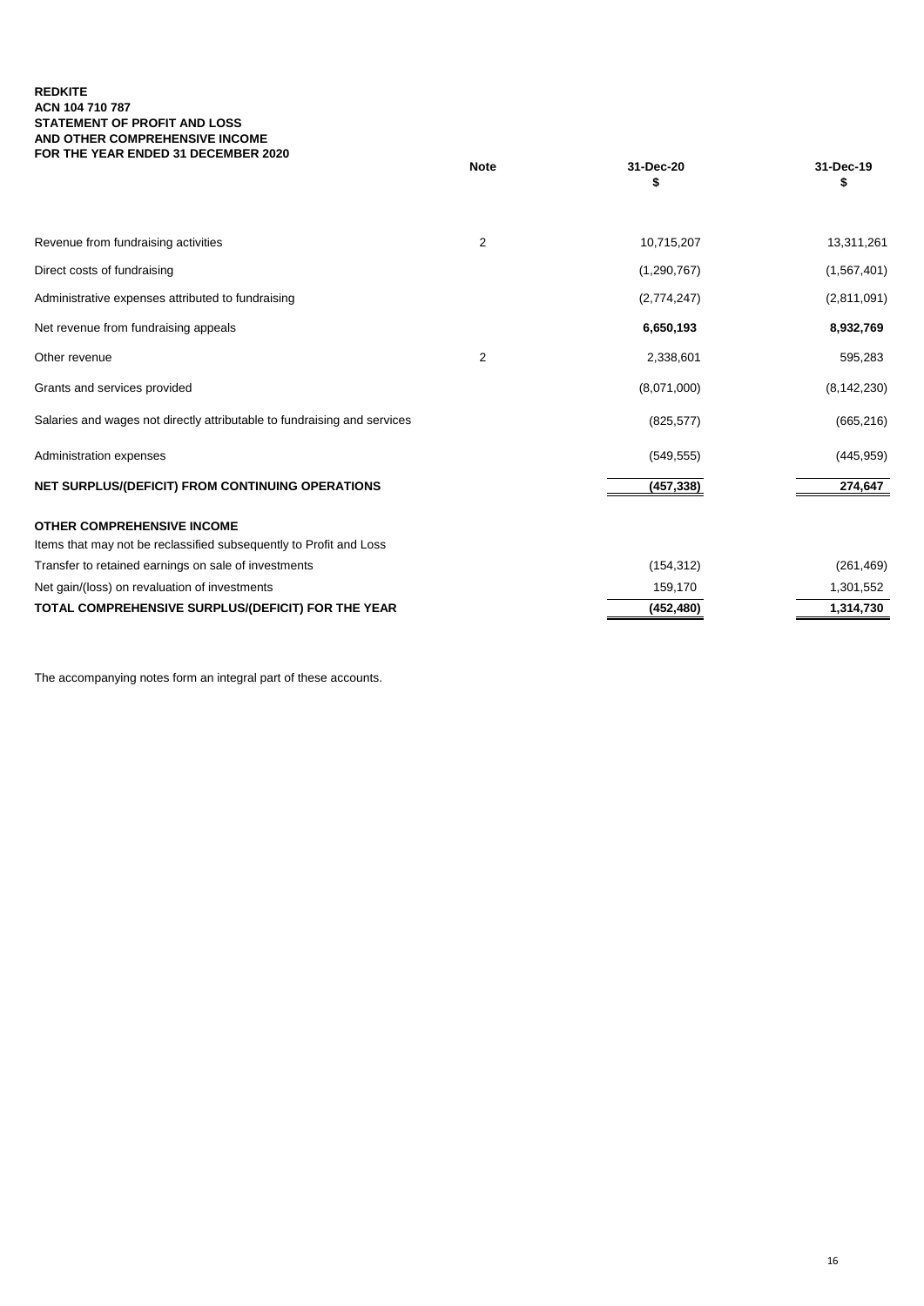**REDKITE**
**ACN 104 710 787**
**STATEMENT OF PROFIT AND LOSS**
**AND OTHER COMPREHENSIVE INCOME**
**FOR THE YEAR ENDED 31 DECEMBER 2020**

| | Note | 31-Dec-20<br>$ | 31-Dec-19<br>$ |
|---|---|---|---|
| Revenue from fundraising activities | 2 | 10,715,207 | 13,311,261 |
| Direct costs of fundraising | | (1,290,767) | (1,567,401) |
| Administrative expenses attributed to fundraising | | (2,774,247) | (2,811,091) |
| Net revenue from fundraising appeals | | **6,650,193** | **8,932,769** |
| Other revenue | 2 | 2,338,601 | 595,283 |
| Grants and services provided | | (8,071,000) | (8,142,230) |
| Salaries and wages not directly attributable to fundraising and services | | (825,577) | (665,216) |
| Administration expenses | | (549,555) | (445,959) |
| **NET SURPLUS/(DEFICIT) FROM CONTINUING OPERATIONS** | | **(457,338)** | **274,647** |
| **OTHER COMPREHENSIVE INCOME** | | | |
| Items that may not be reclassified subsequently to Profit and Loss | | | |
| Transfer to retained earnings on sale of investments | | (154,312) | (261,469) |
| Net gain/(loss) on revaluation of investments | | 159,170 | 1,301,552 |
| **TOTAL COMPREHENSIVE SURPLUS/(DEFICIT) FOR THE YEAR** | | **(452,480)** | **1,314,730** |

The accompanying notes form an integral part of these accounts.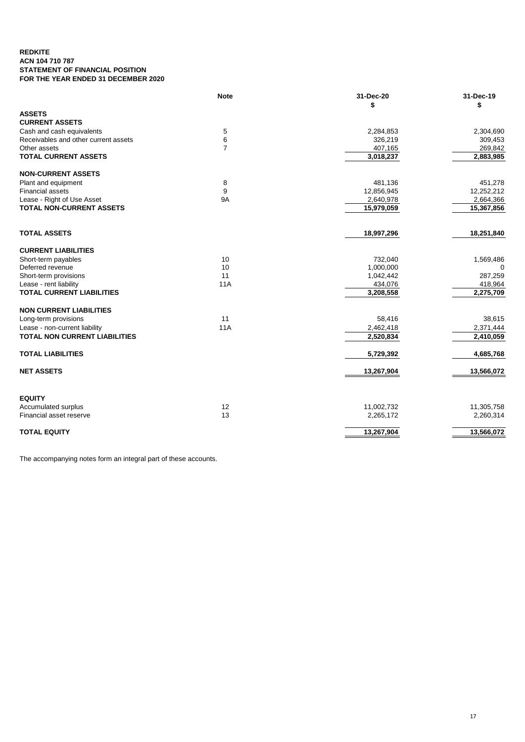**REDKITE**
**ACN 104 710 787**
**STATEMENT OF FINANCIAL POSITION**
**FOR THE YEAR ENDED 31 DECEMBER 2020**

| | Note | 31-Dec-20 $ | 31-Dec-19 $ |
|---|---|---|---|
| **ASSETS** | | | |
| **CURRENT ASSETS** | | | |
| Cash and cash equivalents | 5 | 2,284,853 | 2,304,690 |
| Receivables and other current assets | 6 | 326,219 | 309,453 |
| Other assets | 7 | 407,165 | 269,842 |
| **TOTAL CURRENT ASSETS** | | 3,018,237 | 2,883,985 |
| **NON-CURRENT ASSETS** | | | |
| Plant and equipment | 8 | 481,136 | 451,278 |
| Financial assets | 9 | 12,856,945 | 12,252,212 |
| Lease - Right of Use Asset | 9A | 2,640,978 | 2,664,366 |
| **TOTAL NON-CURRENT ASSETS** | | 15,979,059 | 15,367,856 |
| **TOTAL ASSETS** | | 18,997,296 | 18,251,840 |
| **CURRENT LIABILITIES** | | | |
| Short-term payables | 10 | 732,040 | 1,569,486 |
| Deferred revenue | 10 | 1,000,000 | 0 |
| Short-term provisions | 11 | 1,042,442 | 287,259 |
| Lease - rent liability | 11A | 434,076 | 418,964 |
| **TOTAL CURRENT LIABILITIES** | | 3,208,558 | 2,275,709 |
| **NON CURRENT LIABILITIES** | | | |
| Long-term provisions | 11 | 58,416 | 38,615 |
| Lease - non-current liability | 11A | 2,462,418 | 2,371,444 |
| **TOTAL NON CURRENT LIABILITIES** | | 2,520,834 | 2,410,059 |
| **TOTAL LIABILITIES** | | 5,729,392 | 4,685,768 |
| **NET ASSETS** | | 13,267,904 | 13,566,072 |
| **EQUITY** | | | |
| Accumulated surplus | 12 | 11,002,732 | 11,305,758 |
| Financial asset reserve | 13 | 2,265,172 | 2,260,314 |
| **TOTAL EQUITY** | | 13,267,904 | 13,566,072 |

The accompanying notes form an integral part of these accounts.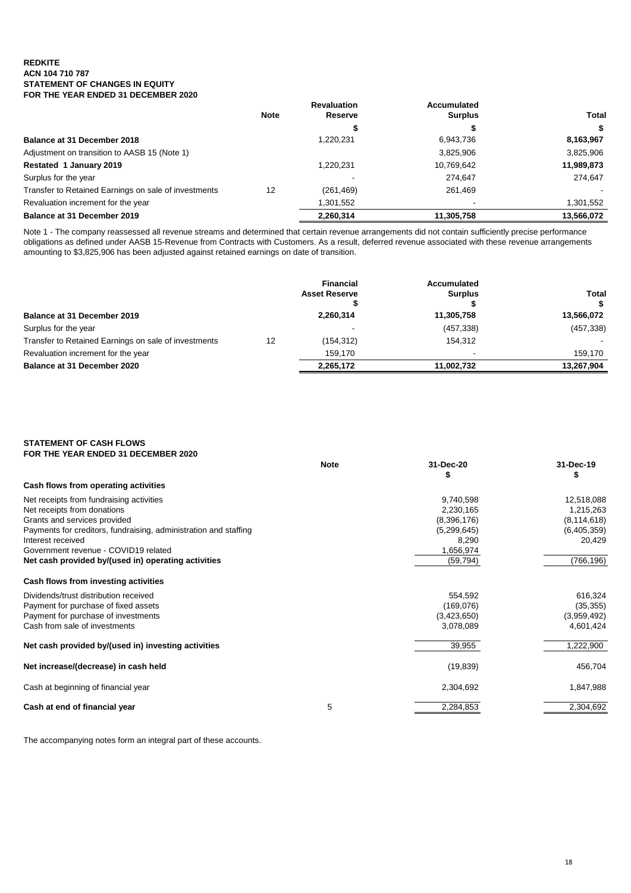**REDKITE**
**ACN 104 710 787**
**STATEMENT OF CHANGES IN EQUITY**
**FOR THE YEAR ENDED 31 DECEMBER 2020**

| | Note | Revaluation Reserve | Accumulated Surplus | Total |
|---|---|---|---|---|
| | | $ | $ | $ |
| **Balance at 31 December 2018** | | 1,220,231 | 6,943,736 | **8,163,967** |
| Adjustment on transition to AASB 15 (Note 1) | | | 3,825,906 | 3,825,906 |
| **Restated 1 January 2019** | | 1,220,231 | 10,769,642 | **11,989,873** |
| Surplus for the year | | - | 274,647 | 274,647 |
| Transfer to Retained Earnings on sale of investments | 12 | (261,469) | 261,469 | - |
| Revaluation increment for the year | | 1,301,552 | - | 1,301,552 |
| **Balance at 31 December 2019** | | **2,260,314** | **11,305,758** | **13,566,072** |

Note 1 - The company reassessed all revenue streams and determined that certain revenue arrangements did not contain sufficiently precise performance obligations as defined under AASB 15-Revenue from Contracts with Customers. As a result, deferred revenue associated with these revenue arrangements amounting to $3,825,906 has been adjusted against retained earnings on date of transition.

| | | Financial Asset Reserve | Accumulated Surplus | Total |
|---|---|---|---|---|
| | | $ | $ | $ |
| **Balance at 31 December 2019** | | **2,260,314** | **11,305,758** | **13,566,072** |
| Surplus for the year | | - | (457,338) | (457,338) |
| Transfer to Retained Earnings on sale of investments | 12 | (154,312) | 154,312 | - |
| Revaluation increment for the year | | 159,170 | - | 159,170 |
| **Balance at 31 December 2020** | | **2,265,172** | **11,002,732** | **13,267,904** |

**STATEMENT OF CASH FLOWS**
**FOR THE YEAR ENDED 31 DECEMBER 2020**

| | Note | 31-Dec-20 | 31-Dec-19 |
|---|---|---|---|
| | | $ | $ |
| **Cash flows from operating activities** | | | |
| Net receipts from fundraising activities | | 9,740,598 | 12,518,088 |
| Net receipts from donations | | 2,230,165 | 1,215,263 |
| Grants and services provided | | (8,396,176) | (8,114,618) |
| Payments for creditors, fundraising, administration and staffing | | (5,299,645) | (6,405,359) |
| Interest received | | 8,290 | 20,429 |
| Government revenue - COVID19 related | | 1,656,974 | |
| **Net cash provided by/(used in) operating activities** | | (59,794) | (766,196) |
| **Cash flows from investing activities** | | | |
| Dividends/trust distribution received | | 554,592 | 616,324 |
| Payment for purchase of fixed assets | | (169,076) | (35,355) |
| Payment for purchase of investments | | (3,423,650) | (3,959,492) |
| Cash from sale of investments | | 3,078,089 | 4,601,424 |
| **Net cash provided by/(used in) investing activities** | | 39,955 | 1,222,900 |
| **Net increase/(decrease) in cash held** | | (19,839) | 456,704 |
| Cash at beginning of financial year | | 2,304,692 | 1,847,988 |
| **Cash at end of financial year** | 5 | 2,284,853 | 2,304,692 |

The accompanying notes form an integral part of these accounts.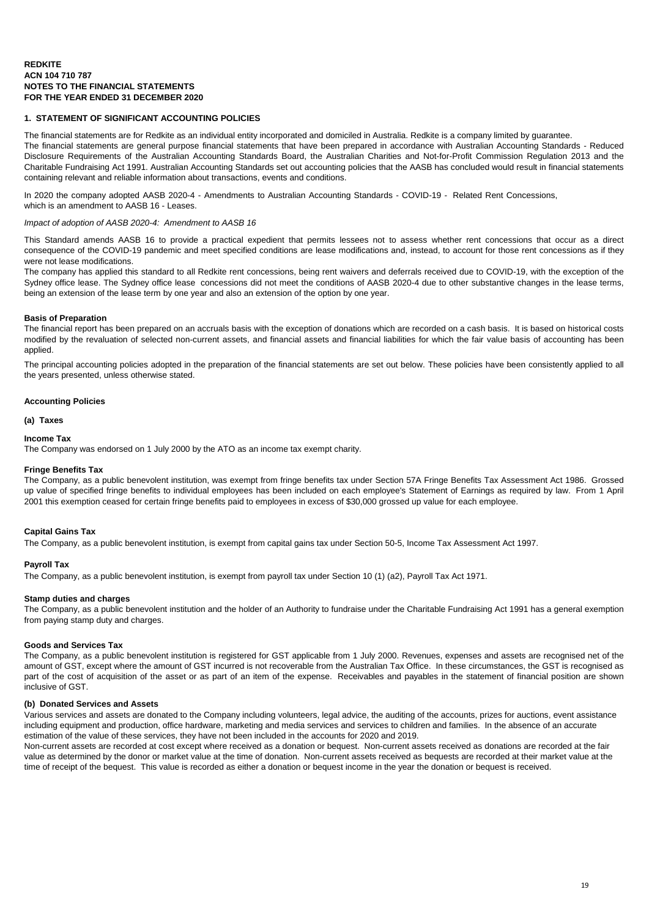**REDKITE**
**ACN 104 710 787**
**NOTES TO THE FINANCIAL STATEMENTS**
**FOR THE YEAR ENDED 31 DECEMBER 2020**

## 1. STATEMENT OF SIGNIFICANT ACCOUNTING POLICIES

The financial statements are for Redkite as an individual entity incorporated and domiciled in Australia. Redkite is a company limited by guarantee.
The financial statements are general purpose financial statements that have been prepared in accordance with Australian Accounting Standards - Reduced Disclosure Requirements of the Australian Accounting Standards Board, the Australian Charities and Not-for-Profit Commission Regulation 2013 and the Charitable Fundraising Act 1991. Australian Accounting Standards set out accounting policies that the AASB has concluded would result in financial statements containing relevant and reliable information about transactions, events and conditions.

In 2020 the company adopted AASB 2020-4 - Amendments to Australian Accounting Standards - COVID-19 - Related Rent Concessions, which is an amendment to AASB 16 - Leases.

*Impact of adoption of AASB 2020-4: Amendment to AASB 16*

This Standard amends AASB 16 to provide a practical expedient that permits lessees not to assess whether rent concessions that occur as a direct consequence of the COVID-19 pandemic and meet specified conditions are lease modifications and, instead, to account for those rent concessions as if they were not lease modifications.
The company has applied this standard to all Redkite rent concessions, being rent waivers and deferrals received due to COVID-19, with the exception of the Sydney office lease. The Sydney office lease concessions did not meet the conditions of AASB 2020-4 due to other substantive changes in the lease terms, being an extension of the lease term by one year and also an extension of the option by one year.

### Basis of Preparation

The financial report has been prepared on an accruals basis with the exception of donations which are recorded on a cash basis. It is based on historical costs modified by the revaluation of selected non-current assets, and financial assets and financial liabilities for which the fair value basis of accounting has been applied.

The principal accounting policies adopted in the preparation of the financial statements are set out below. These policies have been consistently applied to all the years presented, unless otherwise stated.

### Accounting Policies

#### (a) Taxes

**Income Tax**
The Company was endorsed on 1 July 2000 by the ATO as an income tax exempt charity.

**Fringe Benefits Tax**
The Company, as a public benevolent institution, was exempt from fringe benefits tax under Section 57A Fringe Benefits Tax Assessment Act 1986. Grossed up value of specified fringe benefits to individual employees has been included on each employee's Statement of Earnings as required by law. From 1 April 2001 this exemption ceased for certain fringe benefits paid to employees in excess of $30,000 grossed up value for each employee.

**Capital Gains Tax**
The Company, as a public benevolent institution, is exempt from capital gains tax under Section 50-5, Income Tax Assessment Act 1997.

**Payroll Tax**
The Company, as a public benevolent institution, is exempt from payroll tax under Section 10 (1) (a2), Payroll Tax Act 1971.

**Stamp duties and charges**
The Company, as a public benevolent institution and the holder of an Authority to fundraise under the Charitable Fundraising Act 1991 has a general exemption from paying stamp duty and charges.

**Goods and Services Tax**
The Company, as a public benevolent institution is registered for GST applicable from 1 July 2000. Revenues, expenses and assets are recognised net of the amount of GST, except where the amount of GST incurred is not recoverable from the Australian Tax Office. In these circumstances, the GST is recognised as part of the cost of acquisition of the asset or as part of an item of the expense. Receivables and payables in the statement of financial position are shown inclusive of GST.

#### (b) Donated Services and Assets

Various services and assets are donated to the Company including volunteers, legal advice, the auditing of the accounts, prizes for auctions, event assistance including equipment and production, office hardware, marketing and media services and services to children and families. In the absence of an accurate estimation of the value of these services, they have not been included in the accounts for 2020 and 2019.
Non-current assets are recorded at cost except where received as a donation or bequest. Non-current assets received as donations are recorded at the fair value as determined by the donor or market value at the time of donation. Non-current assets received as bequests are recorded at their market value at the time of receipt of the bequest. This value is recorded as either a donation or bequest income in the year the donation or bequest is received.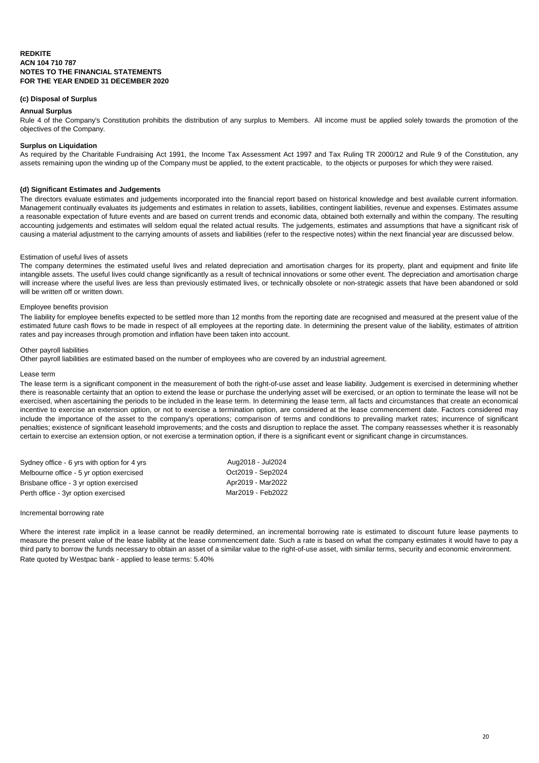**REDKITE**
**ACN 104 710 787**
**NOTES TO THE FINANCIAL STATEMENTS**
**FOR THE YEAR ENDED 31 DECEMBER 2020**

**(c) Disposal of Surplus**

**Annual Surplus**

Rule 4 of the Company's Constitution prohibits the distribution of any surplus to Members. All income must be applied solely towards the promotion of the objectives of the Company.

**Surplus on Liquidation**

As required by the Charitable Fundraising Act 1991, the Income Tax Assessment Act 1997 and Tax Ruling TR 2000/12 and Rule 9 of the Constitution, any assets remaining upon the winding up of the Company must be applied, to the extent practicable, to the objects or purposes for which they were raised.

**(d) Significant Estimates and Judgements**

The directors evaluate estimates and judgements incorporated into the financial report based on historical knowledge and best available current information. Management continually evaluates its judgements and estimates in relation to assets, liabilities, contingent liabilities, revenue and expenses. Estimates assume a reasonable expectation of future events and are based on current trends and economic data, obtained both externally and within the company. The resulting accounting judgements and estimates will seldom equal the related actual results. The judgements, estimates and assumptions that have a significant risk of causing a material adjustment to the carrying amounts of assets and liabilities (refer to the respective notes) within the next financial year are discussed below.

Estimation of useful lives of assets

The company determines the estimated useful lives and related depreciation and amortisation charges for its property, plant and equipment and finite life intangible assets. The useful lives could change significantly as a result of technical innovations or some other event. The depreciation and amortisation charge will increase where the useful lives are less than previously estimated lives, or technically obsolete or non-strategic assets that have been abandoned or sold will be written off or written down.

Employee benefits provision

The liability for employee benefits expected to be settled more than 12 months from the reporting date are recognised and measured at the present value of the estimated future cash flows to be made in respect of all employees at the reporting date. In determining the present value of the liability, estimates of attrition rates and pay increases through promotion and inflation have been taken into account.

Other payroll liabilities

Other payroll liabilities are estimated based on the number of employees who are covered by an industrial agreement.

Lease term

The lease term is a significant component in the measurement of both the right-of-use asset and lease liability. Judgement is exercised in determining whether there is reasonable certainty that an option to extend the lease or purchase the underlying asset will be exercised, or an option to terminate the lease will not be exercised, when ascertaining the periods to be included in the lease term. In determining the lease term, all facts and circumstances that create an economical incentive to exercise an extension option, or not to exercise a termination option, are considered at the lease commencement date. Factors considered may include the importance of the asset to the company's operations; comparison of terms and conditions to prevailing market rates; incurrence of significant penalties; existence of significant leasehold improvements; and the costs and disruption to replace the asset. The company reassesses whether it is reasonably certain to exercise an extension option, or not exercise a termination option, if there is a significant event or significant change in circumstances.

| | |
|---|---|
| Sydney office - 6 yrs with option for 4 yrs | Aug2018 - Jul2024 |
| Melbourne office - 5 yr option exercised | Oct2019 - Sep2024 |
| Brisbane office - 3 yr option exercised | Apr2019 - Mar2022 |
| Perth office - 3yr option exercised | Mar2019 - Feb2022 |

Incremental borrowing rate

Where the interest rate implicit in a lease cannot be readily determined, an incremental borrowing rate is estimated to discount future lease payments to measure the present value of the lease liability at the lease commencement date. Such a rate is based on what the company estimates it would have to pay a third party to borrow the funds necessary to obtain an asset of a similar value to the right-of-use asset, with similar terms, security and economic environment.
Rate quoted by Westpac bank - applied to lease terms: 5.40%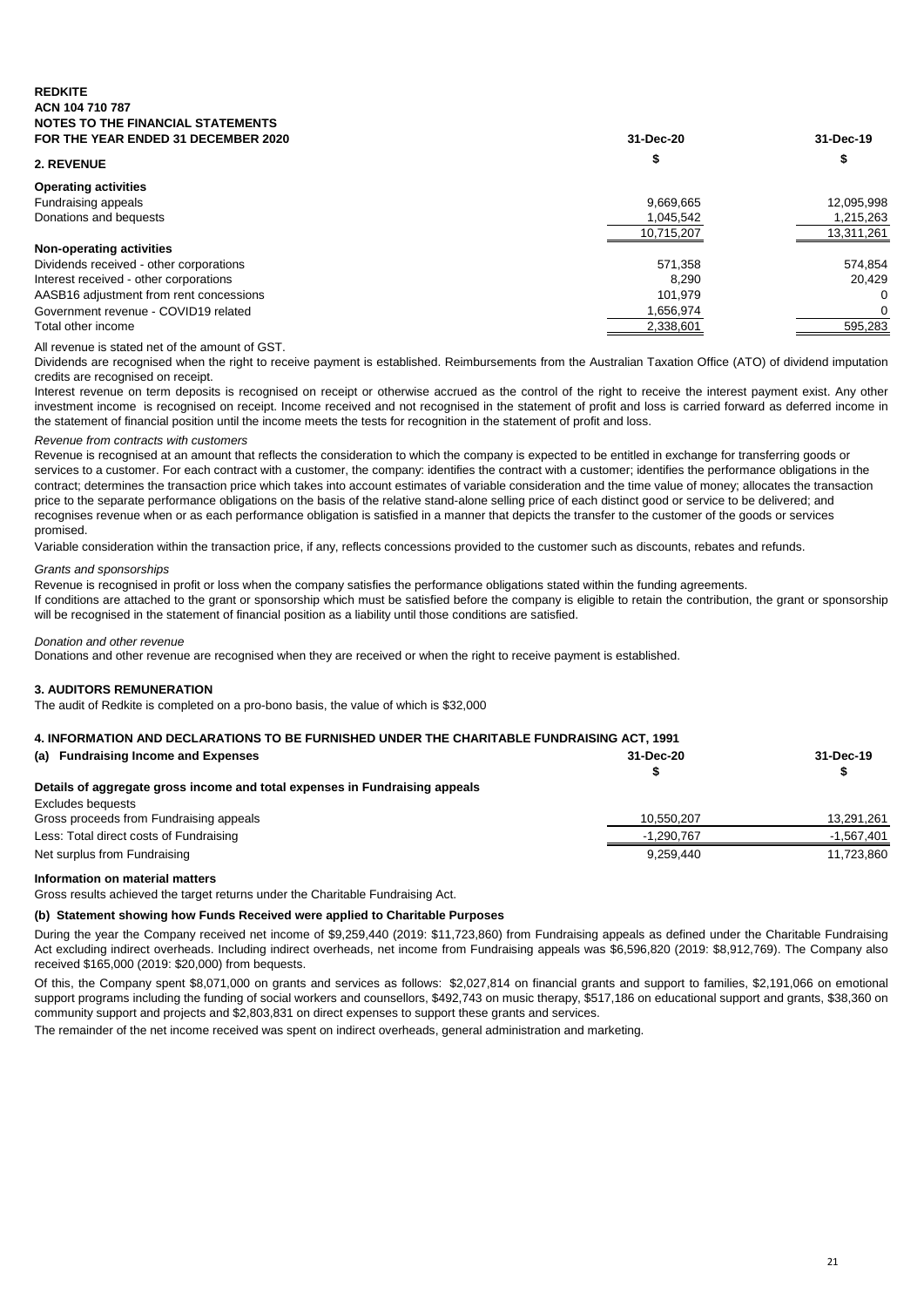**REDKITE**
**ACN 104 710 787**
**NOTES TO THE FINANCIAL STATEMENTS**
**FOR THE YEAR ENDED 31 DECEMBER 2020**

## 2. REVENUE

| | 31-Dec-20 | 31-Dec-19 |
|---|---|---|
| | $ | $ |
| **Operating activities** | | |
| Fundraising appeals | 9,669,665 | 12,095,998 |
| Donations and bequests | 1,045,542 | 1,215,263 |
| | 10,715,207 | 13,311,261 |
| **Non-operating activities** | | |
| Dividends received - other corporations | 571,358 | 574,854 |
| Interest received - other corporations | 8,290 | 20,429 |
| AASB16 adjustment from rent concessions | 101,979 | 0 |
| Government revenue - COVID19 related | 1,656,974 | 0 |
| Total other income | 2,338,601 | 595,283 |

All revenue is stated net of the amount of GST.

Dividends are recognised when the right to receive payment is established. Reimbursements from the Australian Taxation Office (ATO) of dividend imputation credits are recognised on receipt.

Interest revenue on term deposits is recognised on receipt or otherwise accrued as the control of the right to receive the interest payment exist. Any other investment income is recognised on receipt. Income received and not recognised in the statement of profit and loss is carried forward as deferred income in the statement of financial position until the income meets the tests for recognition in the statement of profit and loss.

*Revenue from contracts with customers*

Revenue is recognised at an amount that reflects the consideration to which the company is expected to be entitled in exchange for transferring goods or services to a customer. For each contract with a customer, the company: identifies the contract with a customer; identifies the performance obligations in the contract; determines the transaction price which takes into account estimates of variable consideration and the time value of money; allocates the transaction price to the separate performance obligations on the basis of the relative stand-alone selling price of each distinct good or service to be delivered; and recognises revenue when or as each performance obligation is satisfied in a manner that depicts the transfer to the customer of the goods or services promised.

Variable consideration within the transaction price, if any, reflects concessions provided to the customer such as discounts, rebates and refunds.

*Grants and sponsorships*

Revenue is recognised in profit or loss when the company satisfies the performance obligations stated within the funding agreements.

If conditions are attached to the grant or sponsorship which must be satisfied before the company is eligible to retain the contribution, the grant or sponsorship will be recognised in the statement of financial position as a liability until those conditions are satisfied.

*Donation and other revenue*

Donations and other revenue are recognised when they are received or when the right to receive payment is established.

## 3. AUDITORS REMUNERATION

The audit of Redkite is completed on a pro-bono basis, the value of which is $32,000

## 4. INFORMATION AND DECLARATIONS TO BE FURNISHED UNDER THE CHARITABLE FUNDRAISING ACT, 1991

### (a) Fundraising Income and Expenses

| | 31-Dec-20 | 31-Dec-19 |
|---|---|---|
| | $ | $ |
| **Details of aggregate gross income and total expenses in Fundraising appeals** | | |
| Excludes bequests | | |
| Gross proceeds from Fundraising appeals | 10,550,207 | 13,291,261 |
| Less: Total direct costs of Fundraising | -1,290,767 | -1,567,401 |
| Net surplus from Fundraising | 9,259,440 | 11,723,860 |

**Information on material matters**

Gross results achieved the target returns under the Charitable Fundraising Act.

### (b) Statement showing how Funds Received were applied to Charitable Purposes

During the year the Company received net income of $9,259,440 (2019: $11,723,860) from Fundraising appeals as defined under the Charitable Fundraising Act excluding indirect overheads. Including indirect overheads, net income from Fundraising appeals was $6,596,820 (2019: $8,912,769). The Company also received $165,000 (2019: $20,000) from bequests.

Of this, the Company spent $8,071,000 on grants and services as follows: $2,027,814 on financial grants and support to families, $2,191,066 on emotional support programs including the funding of social workers and counsellors, $492,743 on music therapy, $517,186 on educational support and grants, $38,360 on community support and projects and $2,803,831 on direct expenses to support these grants and services.

The remainder of the net income received was spent on indirect overheads, general administration and marketing.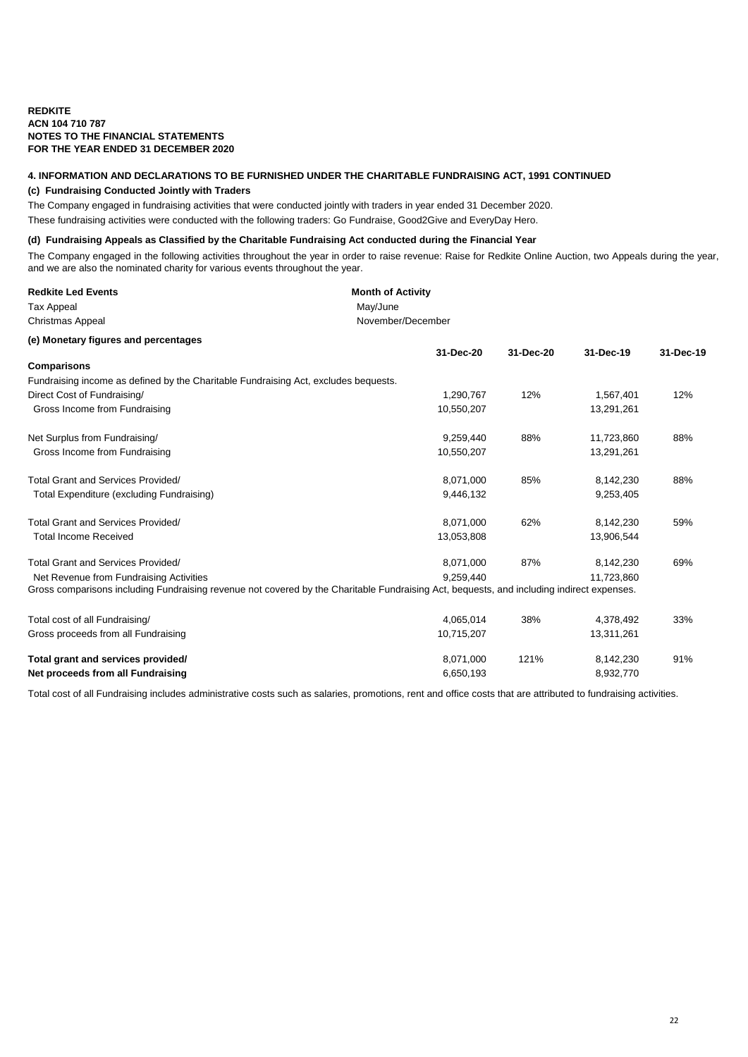**REDKITE**
**ACN 104 710 787**
**NOTES TO THE FINANCIAL STATEMENTS**
**FOR THE YEAR ENDED 31 DECEMBER 2020**

**4. INFORMATION AND DECLARATIONS TO BE FURNISHED UNDER THE CHARITABLE FUNDRAISING ACT, 1991 CONTINUED**

**(c) Fundraising Conducted Jointly with Traders**

The Company engaged in fundraising activities that were conducted jointly with traders in year ended 31 December 2020.

These fundraising activities were conducted with the following traders: Go Fundraise, Good2Give and EveryDay Hero.

**(d) Fundraising Appeals as Classified by the Charitable Fundraising Act conducted during the Financial Year**

The Company engaged in the following activities throughout the year in order to raise revenue: Raise for Redkite Online Auction, two Appeals during the year, and we are also the nominated charity for various events throughout the year.

| Redkite Led Events | Month of Activity |
|---|---|
| Tax Appeal | May/June |
| Christmas Appeal | November/December |

**(e) Monetary figures and percentages**

| | 31-Dec-20 | 31-Dec-20 | 31-Dec-19 | 31-Dec-19 |
|---|---|---|---|---|
| **Comparisons** | | | | |
| Fundraising income as defined by the Charitable Fundraising Act, excludes bequests. | | | | |
| Direct Cost of Fundraising/ | 1,290,767 | 12% | 1,567,401 | 12% |
| Gross Income from Fundraising | 10,550,207 | | 13,291,261 | |
| Net Surplus from Fundraising/ | 9,259,440 | 88% | 11,723,860 | 88% |
| Gross Income from Fundraising | 10,550,207 | | 13,291,261 | |
| Total Grant and Services Provided/ | 8,071,000 | 85% | 8,142,230 | 88% |
| Total Expenditure (excluding Fundraising) | 9,446,132 | | 9,253,405 | |
| Total Grant and Services Provided/ | 8,071,000 | 62% | 8,142,230 | 59% |
| Total Income Received | 13,053,808 | | 13,906,544 | |
| Total Grant and Services Provided/ | 8,071,000 | 87% | 8,142,230 | 69% |
| Net Revenue from Fundraising Activities | 9,259,440 | | 11,723,860 | |
| Gross comparisons including Fundraising revenue not covered by the Charitable Fundraising Act, bequests, and including indirect expenses. | | | | |
| Total cost of all Fundraising/ | 4,065,014 | 38% | 4,378,492 | 33% |
| Gross proceeds from all Fundraising | 10,715,207 | | 13,311,261 | |
| **Total grant and services provided/** | 8,071,000 | 121% | 8,142,230 | 91% |
| **Net proceeds from all Fundraising** | 6,650,193 | | 8,932,770 | |

Total cost of all Fundraising includes administrative costs such as salaries, promotions, rent and office costs that are attributed to fundraising activities.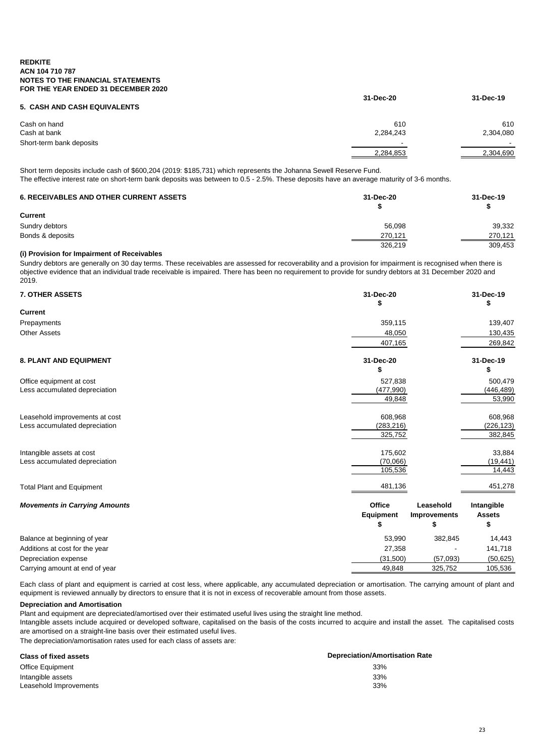**REDKITE**
**ACN 104 710 787**
**NOTES TO THE FINANCIAL STATEMENTS**
**FOR THE YEAR ENDED 31 DECEMBER 2020**

## 5. CASH AND CASH EQUIVALENTS

| | 31-Dec-20 | 31-Dec-19 |
|---|---|---|
| Cash on hand | 610 | 610 |
| Cash at bank | 2,284,243 | 2,304,080 |
| Short-term bank deposits | - | - |
| | 2,284,853 | 2,304,690 |

Short term deposits include cash of $600,204 (2019: $185,731) which represents the Johanna Sewell Reserve Fund.
The effective interest rate on short-term bank deposits was between to 0.5 - 2.5%. These deposits have an average maturity of 3-6 months.

## 6. RECEIVABLES AND OTHER CURRENT ASSETS

| | 31-Dec-20<br>$ | 31-Dec-19<br>$ |
|---|---|---|
| **Current** | | |
| Sundry debtors | 56,098 | 39,332 |
| Bonds & deposits | 270,121 | 270,121 |
| | 326,219 | 309,453 |

**(i) Provision for Impairment of Receivables**

Sundry debtors are generally on 30 day terms. These receivables are assessed for recoverability and a provision for impairment is recognised when there is objective evidence that an individual trade receivable is impaired. There has been no requirement to provide for sundry debtors at 31 December 2020 and 2019.

## 7. OTHER ASSETS

| | 31-Dec-20<br>$ | 31-Dec-19<br>$ |
|---|---|---|
| **Current** | | |
| Prepayments | 359,115 | 139,407 |
| Other Assets | 48,050 | 130,435 |
| | 407,165 | 269,842 |

## 8. PLANT AND EQUIPMENT

| | 31-Dec-20<br>$ | 31-Dec-19<br>$ |
|---|---|---|
| Office equipment at cost | 527,838 | 500,479 |
| Less accumulated depreciation | (477,990) | (446,489) |
| | 49,848 | 53,990 |
| Leasehold improvements at cost | 608,968 | 608,968 |
| Less accumulated depreciation | (283,216) | (226,123) |
| | 325,752 | 382,845 |
| Intangible assets at cost | 175,602 | 33,884 |
| Less accumulated depreciation | (70,066) | (19,441) |
| | 105,536 | 14,443 |
| Total Plant and Equipment | 481,136 | 451,278 |

***Movements in Carrying Amounts***

| | Office Equipment<br>$ | Leasehold Improvements<br>$ | Intangible Assets<br>$ |
|---|---|---|---|
| Balance at beginning of year | 53,990 | 382,845 | 14,443 |
| Additions at cost for the year | 27,358 | - | 141,718 |
| Depreciation expense | (31,500) | (57,093) | (50,625) |
| Carrying amount at end of year | 49,848 | 325,752 | 105,536 |

Each class of plant and equipment is carried at cost less, where applicable, any accumulated depreciation or amortisation. The carrying amount of plant and equipment is reviewed annually by directors to ensure that it is not in excess of recoverable amount from those assets.

**Depreciation and Amortisation**

Plant and equipment are depreciated/amortised over their estimated useful lives using the straight line method.
Intangible assets include acquired or developed software, capitalised on the basis of the costs incurred to acquire and install the asset. The capitalised costs are amortised on a straight-line basis over their estimated useful lives.
The depreciation/amortisation rates used for each class of assets are:

| Class of fixed assets | Depreciation/Amortisation Rate |
|---|---|
| Office Equipment | 33% |
| Intangible assets | 33% |
| Leasehold Improvements | 33% |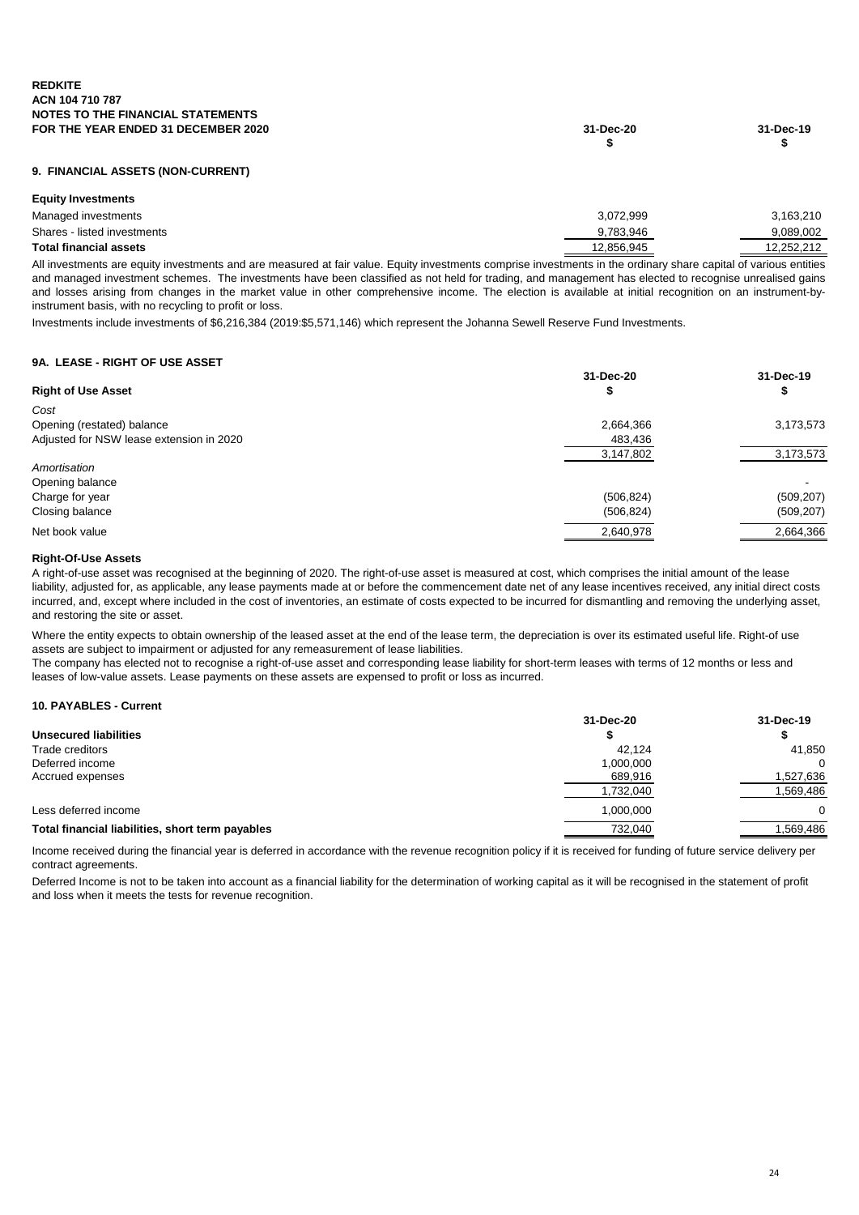**REDKITE**
**ACN 104 710 787**
**NOTES TO THE FINANCIAL STATEMENTS**
**FOR THE YEAR ENDED 31 DECEMBER 2020**

## 9. FINANCIAL ASSETS (NON-CURRENT)

| | 31-Dec-20 $ | 31-Dec-19 $ |
|---|---|---|
| **Equity Investments** | | |
| Managed investments | 3,072,999 | 3,163,210 |
| Shares - listed investments | 9,783,946 | 9,089,002 |
| **Total financial assets** | 12,856,945 | 12,252,212 |

All investments are equity investments and are measured at fair value. Equity investments comprise investments in the ordinary share capital of various entities and managed investment schemes. The investments have been classified as not held for trading, and management has elected to recognise unrealised gains and losses arising from changes in the market value in other comprehensive income. The election is available at initial recognition on an instrument-by-instrument basis, with no recycling to profit or loss.

Investments include investments of $6,216,384 (2019:$5,571,146) which represent the Johanna Sewell Reserve Fund Investments.

## 9A. LEASE - RIGHT OF USE ASSET

| **Right of Use Asset** | 31-Dec-20 $ | 31-Dec-19 $ |
|---|---|---|
| *Cost* | | |
| Opening (restated) balance | 2,664,366 | 3,173,573 |
| Adjusted for NSW lease extension in 2020 | 483,436 | |
| | 3,147,802 | 3,173,573 |
| *Amortisation* | | |
| Opening balance | | - |
| Charge for year | (506,824) | (509,207) |
| Closing balance | (506,824) | (509,207) |
| Net book value | 2,640,978 | 2,664,366 |

**Right-Of-Use Assets**

A right-of-use asset was recognised at the beginning of 2020. The right-of-use asset is measured at cost, which comprises the initial amount of the lease liability, adjusted for, as applicable, any lease payments made at or before the commencement date net of any lease incentives received, any initial direct costs incurred, and, except where included in the cost of inventories, an estimate of costs expected to be incurred for dismantling and removing the underlying asset, and restoring the site or asset.

Where the entity expects to obtain ownership of the leased asset at the end of the lease term, the depreciation is over its estimated useful life. Right-of use assets are subject to impairment or adjusted for any remeasurement of lease liabilities.
The company has elected not to recognise a right-of-use asset and corresponding lease liability for short-term leases with terms of 12 months or less and leases of low-value assets. Lease payments on these assets are expensed to profit or loss as incurred.

## 10. PAYABLES - Current

| **Unsecured liabilities** | 31-Dec-20 $ | 31-Dec-19 $ |
|---|---|---|
| Trade creditors | 42,124 | 41,850 |
| Deferred income | 1,000,000 | 0 |
| Accrued expenses | 689,916 | 1,527,636 |
| | 1,732,040 | 1,569,486 |
| Less deferred income | 1,000,000 | 0 |
| **Total financial liabilities, short term payables** | 732,040 | 1,569,486 |

Income received during the financial year is deferred in accordance with the revenue recognition policy if it is received for funding of future service delivery per contract agreements.

Deferred Income is not to be taken into account as a financial liability for the determination of working capital as it will be recognised in the statement of profit and loss when it meets the tests for revenue recognition.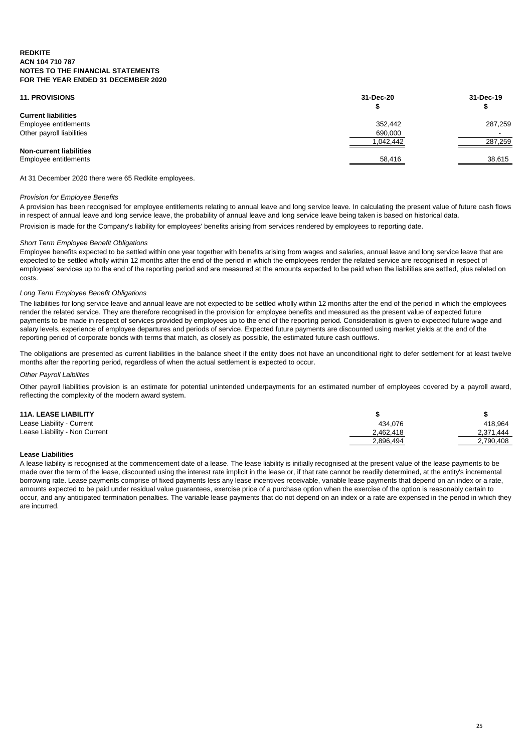**REDKITE**
**ACN 104 710 787**
**NOTES TO THE FINANCIAL STATEMENTS**
**FOR THE YEAR ENDED 31 DECEMBER 2020**

## 11. PROVISIONS

| | 31-Dec-20 | 31-Dec-19 |
|---|---|---|
| | $ | $ |
| **Current liabilities** | | |
| Employee entitlements | 352,442 | 287,259 |
| Other payroll liabilities | 690,000 | - |
| | 1,042,442 | 287,259 |
| **Non-current liabilities** | | |
| Employee entitlements | 58,416 | 38,615 |

At 31 December 2020 there were 65 Redkite employees.

*Provision for Employee Benefits*

A provision has been recognised for employee entitlements relating to annual leave and long service leave. In calculating the present value of future cash flows in respect of annual leave and long service leave, the probability of annual leave and long service leave being taken is based on historical data.

Provision is made for the Company's liability for employees' benefits arising from services rendered by employees to reporting date.

*Short Term Employee Benefit Obligations*

Employee benefits expected to be settled within one year together with benefits arising from wages and salaries, annual leave and long service leave that are expected to be settled wholly within 12 months after the end of the period in which the employees render the related service are recognised in respect of employees' services up to the end of the reporting period and are measured at the amounts expected to be paid when the liabilities are settled, plus related on costs.

*Long Term Employee Benefit Obligations*

The liabilities for long service leave and annual leave are not expected to be settled wholly within 12 months after the end of the period in which the employees render the related service. They are therefore recognised in the provision for employee benefits and measured as the present value of expected future payments to be made in respect of services provided by employees up to the end of the reporting period. Consideration is given to expected future wage and salary levels, experience of employee departures and periods of service. Expected future payments are discounted using market yields at the end of the reporting period of corporate bonds with terms that match, as closely as possible, the estimated future cash outflows.

The obligations are presented as current liabilities in the balance sheet if the entity does not have an unconditional right to defer settlement for at least twelve months after the reporting period, regardless of when the actual settlement is expected to occur.

*Other Payroll Laibilites*

Other payroll liabilities provision is an estimate for potential unintended underpayments for an estimated number of employees covered by a payroll award, reflecting the complexity of the modern award system.

## 11A. LEASE LIABILITY

| | $ | $ |
|---|---|---|
| Lease Liability - Current | 434,076 | 418,964 |
| Lease Liability - Non Current | 2,462,418 | 2,371,444 |
| | 2,896,494 | 2,790,408 |

**Lease Liabilities**

A lease liability is recognised at the commencement date of a lease. The lease liability is initially recognised at the present value of the lease payments to be made over the term of the lease, discounted using the interest rate implicit in the lease or, if that rate cannot be readily determined, at the entity's incremental borrowing rate. Lease payments comprise of fixed payments less any lease incentives receivable, variable lease payments that depend on an index or a rate, amounts expected to be paid under residual value guarantees, exercise price of a purchase option when the exercise of the option is reasonably certain to occur, and any anticipated termination penalties. The variable lease payments that do not depend on an index or a rate are expensed in the period in which they are incurred.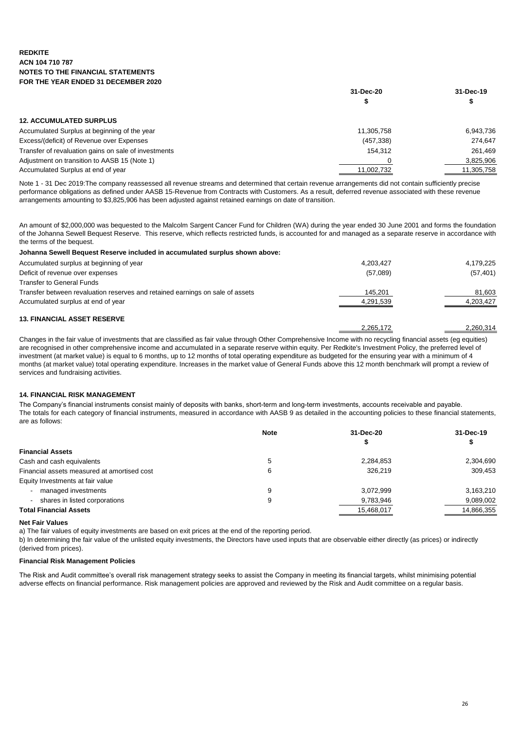**REDKITE**
**ACN 104 710 787**
**NOTES TO THE FINANCIAL STATEMENTS**
**FOR THE YEAR ENDED 31 DECEMBER 2020**

| | 31-Dec-20 | 31-Dec-19 |
|---|---|---|
| | $ | $ |
| **12. ACCUMULATED SURPLUS** | | |
| Accumulated Surplus at beginning of the year | 11,305,758 | 6,943,736 |
| Excess/(deficit) of Revenue over Expenses | (457,338) | 274,647 |
| Transfer of revaluation gains on sale of investments | 154,312 | 261,469 |
| Adjustment on transition to AASB 15 (Note 1) | 0 | 3,825,906 |
| Accumulated Surplus at end of year | 11,002,732 | 11,305,758 |

Note 1 - 31 Dec 2019:The company reassessed all revenue streams and determined that certain revenue arrangements did not contain sufficiently precise performance obligations as defined under AASB 15-Revenue from Contracts with Customers. As a result, deferred revenue associated with these revenue arrangements amounting to $3,825,906 has been adjusted against retained earnings on date of transition.

An amount of $2,000,000 was bequested to the Malcolm Sargent Cancer Fund for Children (WA) during the year ended 30 June 2001 and forms the foundation of the Johanna Sewell Bequest Reserve. This reserve, which reflects restricted funds, is accounted for and managed as a separate reserve in accordance with the terms of the bequest.

**Johanna Sewell Bequest Reserve included in accumulated surplus shown above:**

| | 31-Dec-20 | 31-Dec-19 |
|---|---|---|
| Accumulated surplus at beginning of year | 4,203,427 | 4,179,225 |
| Deficit of revenue over expenses | (57,089) | (57,401) |
| Transfer to General Funds | | |
| Transfer between revaluation reserves and retained earnings on sale of assets | 145,201 | 81,603 |
| Accumulated surplus at end of year | 4,291,539 | 4,203,427 |

**13. FINANCIAL ASSET RESERVE**

| | 31-Dec-20 | 31-Dec-19 |
|---|---|---|
| | 2,265,172 | 2,260,314 |

Changes in the fair value of investments that are classified as fair value through Other Comprehensive Income with no recycling financial assets (eg equities) are recognised in other comprehensive income and accumulated in a separate reserve within equity. Per Redkite's Investment Policy, the preferred level of investment (at market value) is equal to 6 months, up to 12 months of total operating expenditure as budgeted for the ensuring year with a minimum of 4 months (at market value) total operating expenditure. Increases in the market value of General Funds above this 12 month benchmark will prompt a review of services and fundraising activities.

**14. FINANCIAL RISK MANAGEMENT**

The Company's financial instruments consist mainly of deposits with banks, short-term and long-term investments, accounts receivable and payable.
The totals for each category of financial instruments, measured in accordance with AASB 9 as detailed in the accounting policies to these financial statements, are as follows:

| | Note | 31-Dec-20 | 31-Dec-19 |
|---|---|---|---|
| | | $ | $ |
| **Financial Assets** | | | |
| Cash and cash equivalents | 5 | 2,284,853 | 2,304,690 |
| Financial assets measured at amortised cost | 6 | 326,219 | 309,453 |
| Equity Investments at fair value | | | |
| - managed investments | 9 | 3,072,999 | 3,163,210 |
| - shares in listed corporations | 9 | 9,783,946 | 9,089,002 |
| **Total Financial Assets** | | 15,468,017 | 14,866,355 |

**Net Fair Values**

a) The fair values of equity investments are based on exit prices at the end of the reporting period.

b) In determining the fair value of the unlisted equity investments, the Directors have used inputs that are observable either directly (as prices) or indirectly (derived from prices).

**Financial Risk Management Policies**

The Risk and Audit committee's overall risk management strategy seeks to assist the Company in meeting its financial targets, whilst minimising potential adverse effects on financial performance. Risk management policies are approved and reviewed by the Risk and Audit committee on a regular basis.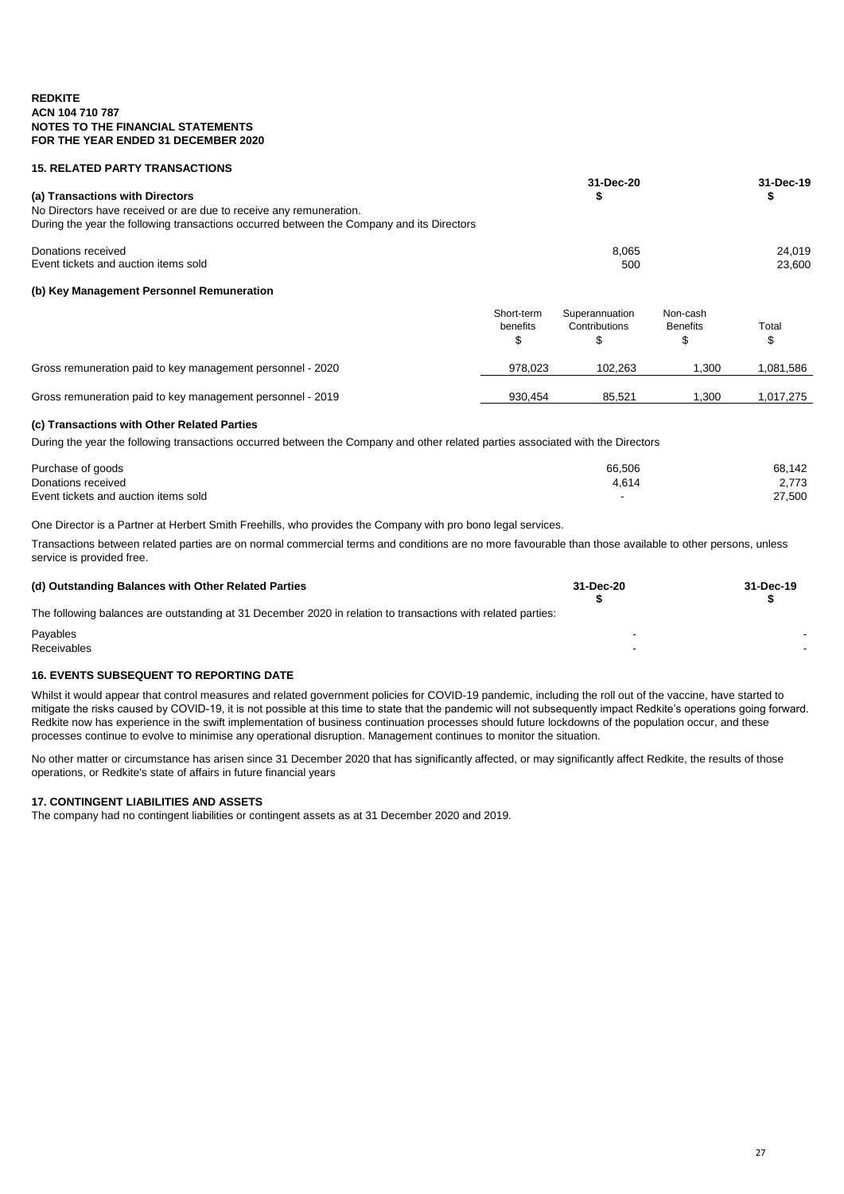**REDKITE**
**ACN 104 710 787**
**NOTES TO THE FINANCIAL STATEMENTS**
**FOR THE YEAR ENDED 31 DECEMBER 2020**

## 15. RELATED PARTY TRANSACTIONS

### (a) Transactions with Directors

No Directors have received or are due to receive any remuneration.
During the year the following transactions occurred between the Company and its Directors

| | 31-Dec-20 $ | 31-Dec-19 $ |
|---|---|---|
| Donations received | 8,065 | 24,019 |
| Event tickets and auction items sold | 500 | 23,600 |

### (b) Key Management Personnel Remuneration

| | Short-term benefits $ | Superannuation Contributions $ | Non-cash Benefits $ | Total $ |
|---|---|---|---|---|
| Gross remuneration paid to key management personnel - 2020 | 978,023 | 102,263 | 1,300 | 1,081,586 |
| Gross remuneration paid to key management personnel - 2019 | 930,454 | 85,521 | 1,300 | 1,017,275 |

### (c) Transactions with Other Related Parties

During the year the following transactions occurred between the Company and other related parties associated with the Directors

| | 31-Dec-20 $ | 31-Dec-19 $ |
|---|---|---|
| Purchase of goods | 66,506 | 68,142 |
| Donations received | 4,614 | 2,773 |
| Event tickets and auction items sold | - | 27,500 |

One Director is a Partner at Herbert Smith Freehills, who provides the Company with pro bono legal services.

Transactions between related parties are on normal commercial terms and conditions are no more favourable than those available to other persons, unless service is provided free.

### (d) Outstanding Balances with Other Related Parties

The following balances are outstanding at 31 December 2020 in relation to transactions with related parties:

| | 31-Dec-20 $ | 31-Dec-19 $ |
|---|---|---|
| Payables | - | - |
| Receivables | - | - |

## 16. EVENTS SUBSEQUENT TO REPORTING DATE

Whilst it would appear that control measures and related government policies for COVID-19 pandemic, including the roll out of the vaccine, have started to mitigate the risks caused by COVID-19, it is not possible at this time to state that the pandemic will not subsequently impact Redkite's operations going forward. Redkite now has experience in the swift implementation of business continuation processes should future lockdowns of the population occur, and these processes continue to evolve to minimise any operational disruption. Management continues to monitor the situation.

No other matter or circumstance has arisen since 31 December 2020 that has significantly affected, or may significantly affect Redkite, the results of those operations, or Redkite's state of affairs in future financial years

## 17. CONTINGENT LIABILITIES AND ASSETS

The company had no contingent liabilities or contingent assets as at 31 December 2020 and 2019.